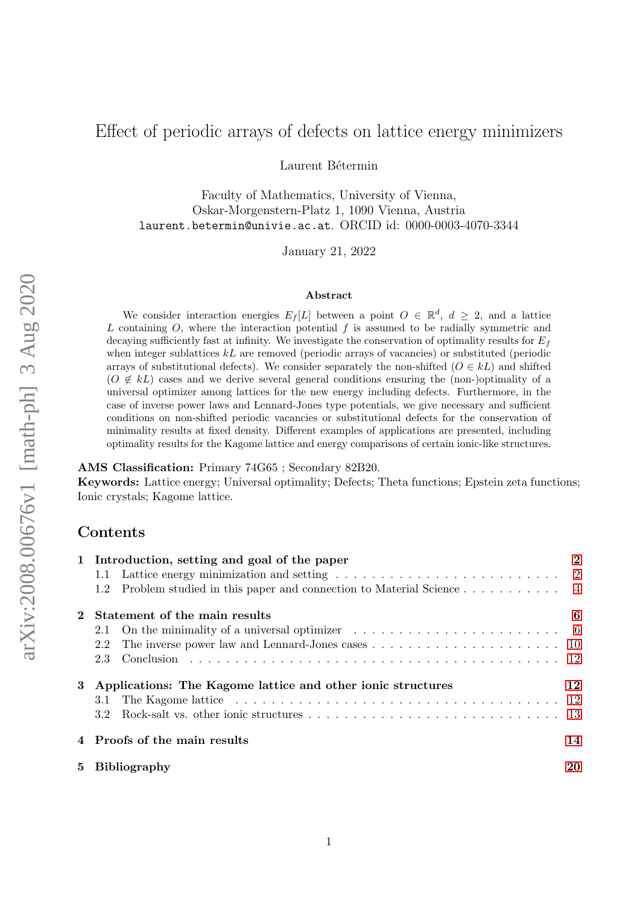# Effect of periodic arrays of defects on lattice energy minimizers

Laurent Bétermin

Faculty of Mathematics, University of Vienna,
Oskar-Morgenstern-Platz 1, 1090 Vienna, Austria
laurent.betermin@univie.ac.at. ORCID id: 0000-0003-4070-3344

January 21, 2022

## Abstract

We consider interaction energies $E_f[L]$ between a point $O \in \mathbb{R}^d$, $d \geq 2$, and a lattice $L$ containing $O$, where the interaction potential $f$ is assumed to be radially symmetric and decaying sufficiently fast at infinity. We investigate the conservation of optimality results for $E_f$ when integer sublattices $kL$ are removed (periodic arrays of vacancies) or substituted (periodic arrays of substitutional defects). We consider separately the non-shifted ($O \in kL$) and shifted ($O \notin kL$) cases and we derive several general conditions ensuring the (non-)optimality of a universal optimizer among lattices for the new energy including defects. Furthermore, in the case of inverse power laws and Lennard-Jones type potentials, we give necessary and sufficient conditions on non-shifted periodic vacancies or substitutional defects for the conservation of minimality results at fixed density. Different examples of applications are presented, including optimality results for the Kagome lattice and energy comparisons of certain ionic-like structures.

**AMS Classification:** Primary 74G65 ; Secondary 82B20.

**Keywords:** Lattice energy; Universal optimality; Defects; Theta functions; Epstein zeta functions; Ionic crystals; Kagome lattice.

## Contents

**1 Introduction, setting and goal of the paper** — 2
- 1.1 Lattice energy minimization and setting — 2
- 1.2 Problem studied in this paper and connection to Material Science — 4

**2 Statement of the main results** — 6
- 2.1 On the minimality of a universal optimizer — 6
- 2.2 The inverse power law and Lennard-Jones cases — 10
- 2.3 Conclusion — 12

**3 Applications: The Kagome lattice and other ionic structures** — 12
- 3.1 The Kagome lattice — 12
- 3.2 Rock-salt vs. other ionic structures — 13

**4 Proofs of the main results** — 14

**5 Bibliography** — 20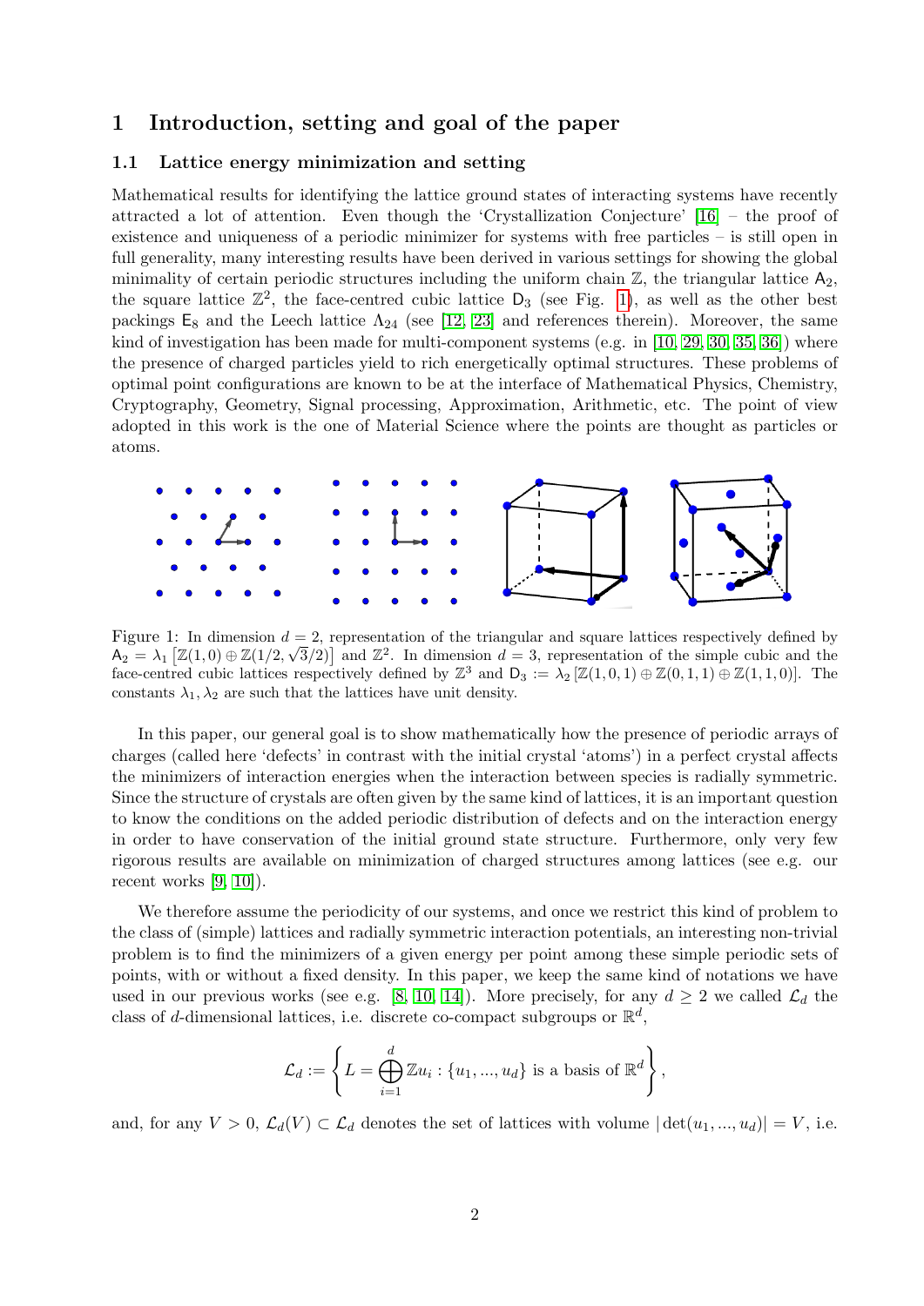# 1 Introduction, setting and goal of the paper

## 1.1 Lattice energy minimization and setting

Mathematical results for identifying the lattice ground states of interacting systems have recently attracted a lot of attention. Even though the 'Crystallization Conjecture' [16] – the proof of existence and uniqueness of a periodic minimizer for systems with free particles – is still open in full generality, many interesting results have been derived in various settings for showing the global minimality of certain periodic structures including the uniform chain $\mathbb{Z}$, the triangular lattice $\mathsf{A}_2$, the square lattice $\mathbb{Z}^2$, the face-centred cubic lattice $\mathsf{D}_3$ (see Fig. [1]), as well as the other best packings $\mathsf{E}_8$ and the Leech lattice $\Lambda_{24}$ (see [12, 23] and references therein). Moreover, the same kind of investigation has been made for multi-component systems (e.g. in [10, 29, 30, 35, 36]) where the presence of charged particles yield to rich energetically optimal structures. These problems of optimal point configurations are known to be at the interface of Mathematical Physics, Chemistry, Cryptography, Geometry, Signal processing, Approximation, Arithmetic, etc. The point of view adopted in this work is the one of Material Science where the points are thought as particles or atoms.

Figure 1: In dimension $d = 2$, representation of the triangular and square lattices respectively defined by $\mathsf{A}_2 = \lambda_1 \left[\mathbb{Z}(1,0) \oplus \mathbb{Z}(1/2, \sqrt{3}/2)\right]$ and $\mathbb{Z}^2$. In dimension $d = 3$, representation of the simple cubic and the face-centred cubic lattices respectively defined by $\mathbb{Z}^3$ and $\mathsf{D}_3 := \lambda_2 \left[\mathbb{Z}(1,0,1) \oplus \mathbb{Z}(0,1,1) \oplus \mathbb{Z}(1,1,0)\right]$. The constants $\lambda_1, \lambda_2$ are such that the lattices have unit density.

In this paper, our general goal is to show mathematically how the presence of periodic arrays of charges (called here 'defects' in contrast with the initial crystal 'atoms') in a perfect crystal affects the minimizers of interaction energies when the interaction between species is radially symmetric. Since the structure of crystals are often given by the same kind of lattices, it is an important question to know the conditions on the added periodic distribution of defects and on the interaction energy in order to have conservation of the initial ground state structure. Furthermore, only very few rigorous results are available on minimization of charged structures among lattices (see e.g. our recent works [9, 10]).

We therefore assume the periodicity of our systems, and once we restrict this kind of problem to the class of (simple) lattices and radially symmetric interaction potentials, an interesting non-trivial problem is to find the minimizers of a given energy per point among these simple periodic sets of points, with or without a fixed density. In this paper, we keep the same kind of notations we have used in our previous works (see e.g. [8, 10, 14]). More precisely, for any $d \geq 2$ we called $\mathcal{L}_d$ the class of $d$-dimensional lattices, i.e. discrete co-compact subgroups or $\mathbb{R}^d$,

$$\mathcal{L}_d := \left\{ L = \bigoplus_{i=1}^{d} \mathbb{Z}u_i : \{u_1, ..., u_d\} \text{ is a basis of } \mathbb{R}^d \right\},$$

and, for any $V > 0$, $\mathcal{L}_d(V) \subset \mathcal{L}_d$ denotes the set of lattices with volume $|\det(u_1, ..., u_d)| = V$, i.e.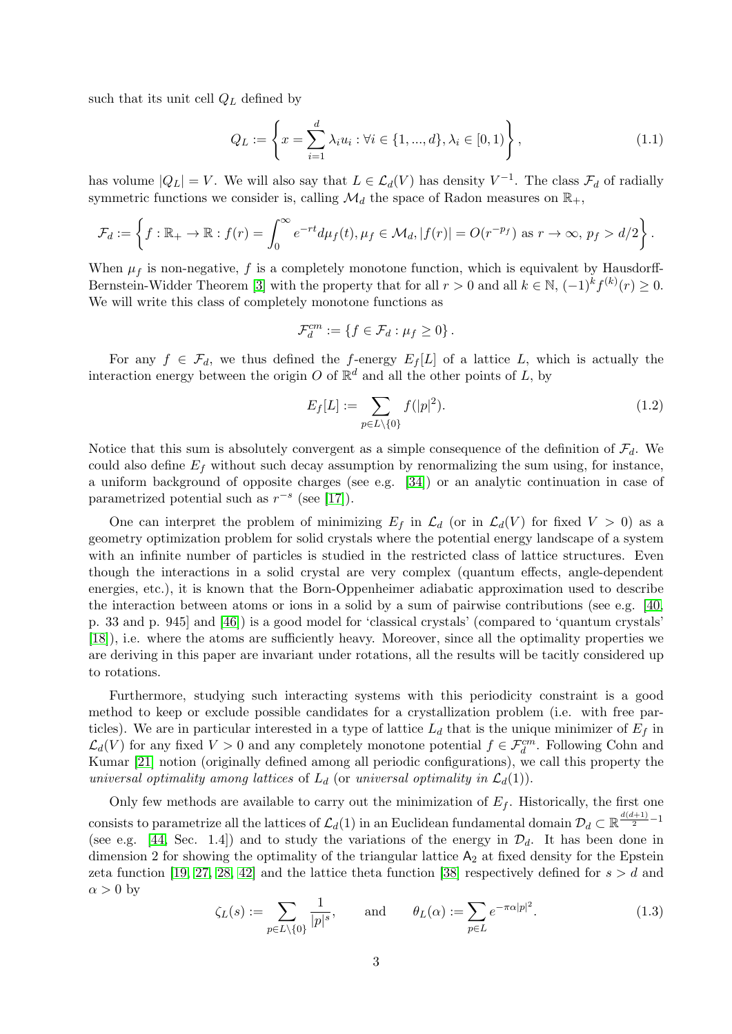such that its unit cell $Q_L$ defined by

$$Q_L := \left\{ x = \sum_{i=1}^{d} \lambda_i u_i : \forall i \in \{1, ..., d\}, \lambda_i \in [0,1) \right\}, \tag{1.1}$$

has volume $|Q_L| = V$. We will also say that $L \in \mathcal{L}_d(V)$ has density $V^{-1}$. The class $\mathcal{F}_d$ of radially symmetric functions we consider is, calling $\mathcal{M}_d$ the space of Radon measures on $\mathbb{R}_+$,

$$\mathcal{F}_d := \left\{ f : \mathbb{R}_+ \to \mathbb{R} : f(r) = \int_0^\infty e^{-rt} d\mu_f(t), \mu_f \in \mathcal{M}_d, |f(r)| = O(r^{-p_f}) \text{ as } r \to \infty, \, p_f > d/2 \right\}.$$

When $\mu_f$ is non-negative, $f$ is a completely monotone function, which is equivalent by Hausdorff-Bernstein-Widder Theorem [3] with the property that for all $r > 0$ and all $k \in \mathbb{N}$, $(-1)^k f^{(k)}(r) \geq 0$. We will write this class of completely monotone functions as

$$\mathcal{F}_d^{cm} := \{ f \in \mathcal{F}_d : \mu_f \geq 0 \}.$$

For any $f \in \mathcal{F}_d$, we thus defined the $f$-energy $E_f[L]$ of a lattice $L$, which is actually the interaction energy between the origin $O$ of $\mathbb{R}^d$ and all the other points of $L$, by

$$E_f[L] := \sum_{p \in L \setminus \{0\}} f(|p|^2). \tag{1.2}$$

Notice that this sum is absolutely convergent as a simple consequence of the definition of $\mathcal{F}_d$. We could also define $E_f$ without such decay assumption by renormalizing the sum using, for instance, a uniform background of opposite charges (see e.g. [34]) or an analytic continuation in case of parametrized potential such as $r^{-s}$ (see [17]).

One can interpret the problem of minimizing $E_f$ in $\mathcal{L}_d$ (or in $\mathcal{L}_d(V)$ for fixed $V > 0$) as a geometry optimization problem for solid crystals where the potential energy landscape of a system with an infinite number of particles is studied in the restricted class of lattice structures. Even though the interactions in a solid crystal are very complex (quantum effects, angle-dependent energies, etc.), it is known that the Born-Oppenheimer adiabatic approximation used to describe the interaction between atoms or ions in a solid by a sum of pairwise contributions (see e.g. [40, p. 33 and p. 945] and [46]) is a good model for 'classical crystals' (compared to 'quantum crystals' [18]), i.e. where the atoms are sufficiently heavy. Moreover, since all the optimality properties we are deriving in this paper are invariant under rotations, all the results will be tacitly considered up to rotations.

Furthermore, studying such interacting systems with this periodicity constraint is a good method to keep or exclude possible candidates for a crystallization problem (i.e. with free particles). We are in particular interested in a type of lattice $L_d$ that is the unique minimizer of $E_f$ in $\mathcal{L}_d(V)$ for any fixed $V > 0$ and any completely monotone potential $f \in \mathcal{F}_d^{cm}$. Following Cohn and Kumar [21] notion (originally defined among all periodic configurations), we call this property the *universal optimality among lattices* of $L_d$ (or *universal optimality in* $\mathcal{L}_d(1)$).

Only few methods are available to carry out the minimization of $E_f$. Historically, the first one consists to parametrize all the lattices of $\mathcal{L}_d(1)$ in an Euclidean fundamental domain $\mathcal{D}_d \subset \mathbb{R}^{\frac{d(d+1)}{2}-1}$ (see e.g. [44, Sec. 1.4]) and to study the variations of the energy in $\mathcal{D}_d$. It has been done in dimension 2 for showing the optimality of the triangular lattice $\mathsf{A}_2$ at fixed density for the Epstein zeta function [19, 27, 28, 42] and the lattice theta function [38] respectively defined for $s > d$ and $\alpha > 0$ by

$$\zeta_L(s) := \sum_{p \in L \setminus \{0\}} \frac{1}{|p|^s}, \qquad \text{and} \qquad \theta_L(\alpha) := \sum_{p \in L} e^{-\pi \alpha |p|^2}. \tag{1.3}$$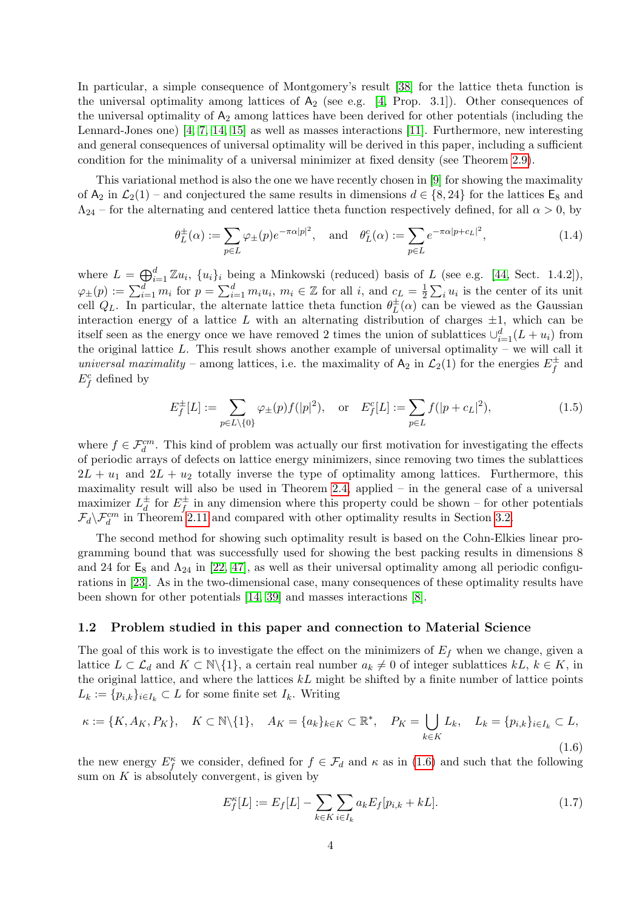In particular, a simple consequence of Montgomery's result [38] for the lattice theta function is the universal optimality among lattices of $\mathsf{A}_2$ (see e.g. [4, Prop. 3.1]). Other consequences of the universal optimality of $\mathsf{A}_2$ among lattices have been derived for other potentials (including the Lennard-Jones one) [4, 7, 14, 15] as well as masses interactions [11]. Furthermore, new interesting and general consequences of universal optimality will be derived in this paper, including a sufficient condition for the minimality of a universal minimizer at fixed density (see Theorem 2.9).

This variational method is also the one we have recently chosen in [9] for showing the maximality of $\mathsf{A}_2$ in $\mathcal{L}_2(1)$ – and conjectured the same results in dimensions $d\in\{8,24\}$ for the lattices $\mathsf{E}_8$ and $\Lambda_{24}$ – for the alternating and centered lattice theta function respectively defined, for all $\alpha>0$, by

$$
\theta_L^{\pm}(\alpha):=\sum_{p\in L}\varphi_{\pm}(p)e^{-\pi\alpha|p|^2},\quad\text{and}\quad \theta_L^{c}(\alpha):=\sum_{p\in L}e^{-\pi\alpha|p+c_L|^2}, \tag{1.4}
$$

where $L=\bigoplus_{i=1}^d\mathbb{Z}u_i$, $\{u_i\}_i$ being a Minkowski (reduced) basis of $L$ (see e.g. [44, Sect. 1.4.2]), $\varphi_{\pm}(p):=\sum_{i=1}^d m_i$ for $p=\sum_{i=1}^d m_iu_i$, $m_i\in\mathbb{Z}$ for all $i$, and $c_L=\frac{1}{2}\sum_i u_i$ is the center of its unit cell $Q_L$. In particular, the alternate lattice theta function $\theta_L^{\pm}(\alpha)$ can be viewed as the Gaussian interaction energy of a lattice $L$ with an alternating distribution of charges $\pm1$, which can be itself seen as the energy once we have removed 2 times the union of sublattices $\cup_{i=1}^d(L+u_i)$ from the original lattice $L$. This result shows another example of universal optimality – we will call it *universal maximality* – among lattices, i.e. the maximality of $\mathsf{A}_2$ in $\mathcal{L}_2(1)$ for the energies $E_f^{\pm}$ and $E_f^c$ defined by

$$
E_f^{\pm}[L]:=\sum_{p\in L\backslash\{0\}}\varphi_{\pm}(p)f(|p|^2),\quad\text{or}\quad E_f^c[L]:=\sum_{p\in L}f(|p+c_L|^2), \tag{1.5}
$$

where $f\in\mathcal{F}_d^{cm}$. This kind of problem was actually our first motivation for investigating the effects of periodic arrays of defects on lattice energy minimizers, since removing two times the sublattices $2L+u_1$ and $2L+u_2$ totally inverse the type of optimality among lattices. Furthermore, this maximality result will also be used in Theorem 2.4, applied – in the general case of a universal maximizer $L_d^{\pm}$ for $E_f^{\pm}$ in any dimension where this property could be shown – for other potentials $\mathcal{F}_d\backslash\mathcal{F}_d^{cm}$ in Theorem 2.11 and compared with other optimality results in Section 3.2.

The second method for showing such optimality result is based on the Cohn-Elkies linear programming bound that was successfully used for showing the best packing results in dimensions 8 and 24 for $\mathsf{E}_8$ and $\Lambda_{24}$ in [22, 47], as well as their universal optimality among all periodic configurations in [23]. As in the two-dimensional case, many consequences of these optimality results have been shown for other potentials [14, 39] and masses interactions [8].

### 1.2 Problem studied in this paper and connection to Material Science

The goal of this work is to investigate the effect on the minimizers of $E_f$ when we change, given a lattice $L\subset\mathcal{L}_d$ and $K\subset\mathbb{N}\backslash\{1\}$, a certain real number $a_k\neq0$ of integer sublattices $kL$, $k\in K$, in the original lattice, and where the lattices $kL$ might be shifted by a finite number of lattice points $L_k:=\{p_{i,k}\}_{i\in I_k}\subset L$ for some finite set $I_k$. Writing

$$
\kappa:=\{K,A_K,P_K\},\quad K\subset\mathbb{N}\backslash\{1\},\quad A_K=\{a_k\}_{k\in K}\subset\mathbb{R}^*,\quad P_K=\bigcup_{k\in K}L_k,\quad L_k=\{p_{i,k}\}_{i\in I_k}\subset L, \tag{1.6}
$$

the new energy $E_f^{\kappa}$ we consider, defined for $f\in\mathcal{F}_d$ and $\kappa$ as in (1.6) and such that the following sum on $K$ is absolutely convergent, is given by

$$
E_f^{\kappa}[L]:=E_f[L]-\sum_{k\in K}\sum_{i\in I_k}a_kE_f[p_{i,k}+kL]. \tag{1.7}
$$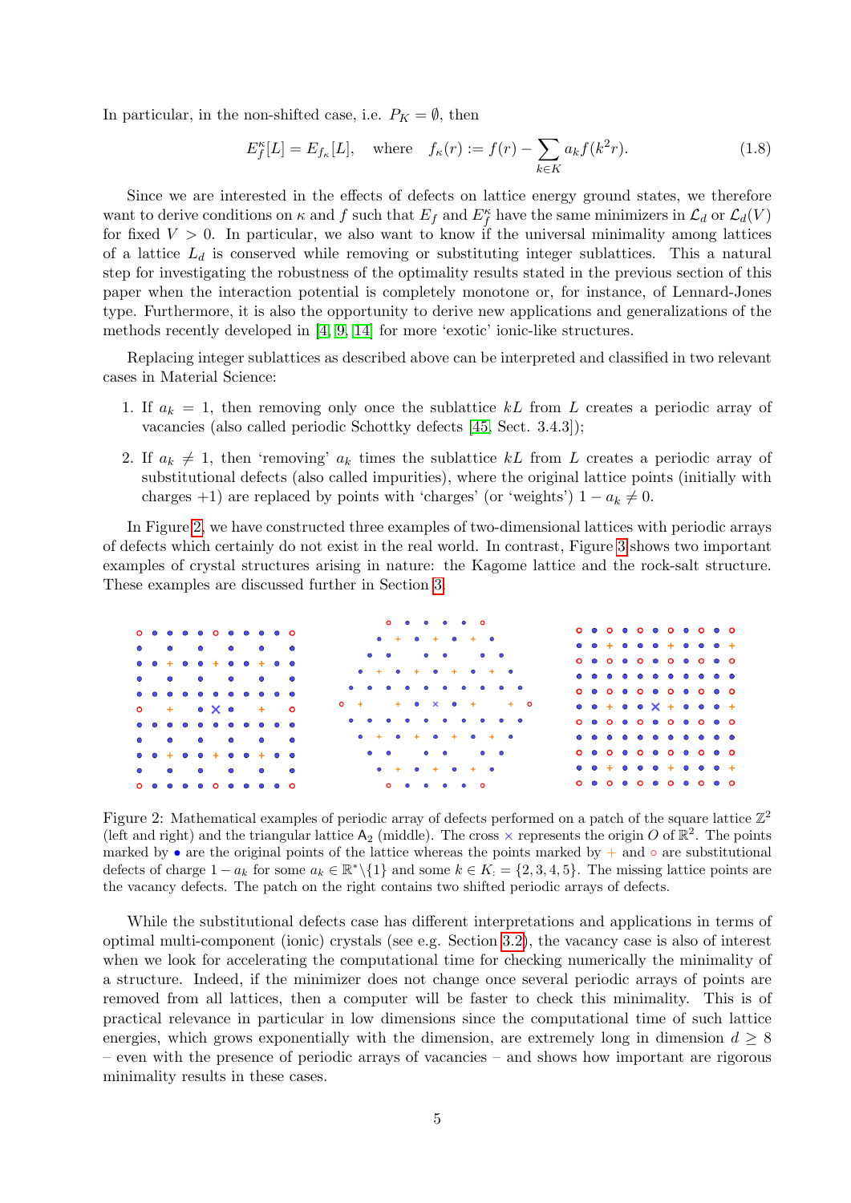In particular, in the non-shifted case, i.e. $P_K = \emptyset$, then

$$E_f^\kappa[L] = E_{f_\kappa}[L], \quad \text{where} \quad f_\kappa(r) := f(r) - \sum_{k\in K} a_k f(k^2 r). \tag{1.8}$$

Since we are interested in the effects of defects on lattice energy ground states, we therefore want to derive conditions on $\kappa$ and $f$ such that $E_f$ and $E_f^\kappa$ have the same minimizers in $\mathcal{L}_d$ or $\mathcal{L}_d(V)$ for fixed $V > 0$. In particular, we also want to know if the universal minimality among lattices of a lattice $L_d$ is conserved while removing or substituting integer sublattices. This a natural step for investigating the robustness of the optimality results stated in the previous section of this paper when the interaction potential is completely monotone or, for instance, of Lennard-Jones type. Furthermore, it is also the opportunity to derive new applications and generalizations of the methods recently developed in [4, 9, 14] for more 'exotic' ionic-like structures.

Replacing integer sublattices as described above can be interpreted and classified in two relevant cases in Material Science:

1. If $a_k = 1$, then removing only once the sublattice $kL$ from $L$ creates a periodic array of vacancies (also called periodic Schottky defects [45, Sect. 3.4.3]);
2. If $a_k \neq 1$, then 'removing' $a_k$ times the sublattice $kL$ from $L$ creates a periodic array of substitutional defects (also called impurities), where the original lattice points (initially with charges +1) are replaced by points with 'charges' (or 'weights') $1 - a_k \neq 0$.

In Figure 2, we have constructed three examples of two-dimensional lattices with periodic arrays of defects which certainly do not exist in the real world. In contrast, Figure 3 shows two important examples of crystal structures arising in nature: the Kagome lattice and the rock-salt structure. These examples are discussed further in Section 3.

Figure 2: Mathematical examples of periodic array of defects performed on a patch of the square lattice $\mathbb{Z}^2$ (left and right) and the triangular lattice $\mathsf{A}_2$ (middle). The cross $\times$ represents the origin $O$ of $\mathbb{R}^2$. The points marked by $\bullet$ are the original points of the lattice whereas the points marked by $+$ and $\circ$ are substitutional defects of charge $1 - a_k$ for some $a_k \in \mathbb{R}^*\backslash\{1\}$ and some $k \in K_: = \{2, 3, 4, 5\}$. The missing lattice points are the vacancy defects. The patch on the right contains two shifted periodic arrays of defects.

While the substitutional defects case has different interpretations and applications in terms of optimal multi-component (ionic) crystals (see e.g. Section 3.2), the vacancy case is also of interest when we look for accelerating the computational time for checking numerically the minimality of a structure. Indeed, if the minimizer does not change once several periodic arrays of points are removed from all lattices, then a computer will be faster to check this minimality. This is of practical relevance in particular in low dimensions since the computational time of such lattice energies, which grows exponentially with the dimension, are extremely long in dimension $d \geq 8$ – even with the presence of periodic arrays of vacancies – and shows how important are rigorous minimality results in these cases.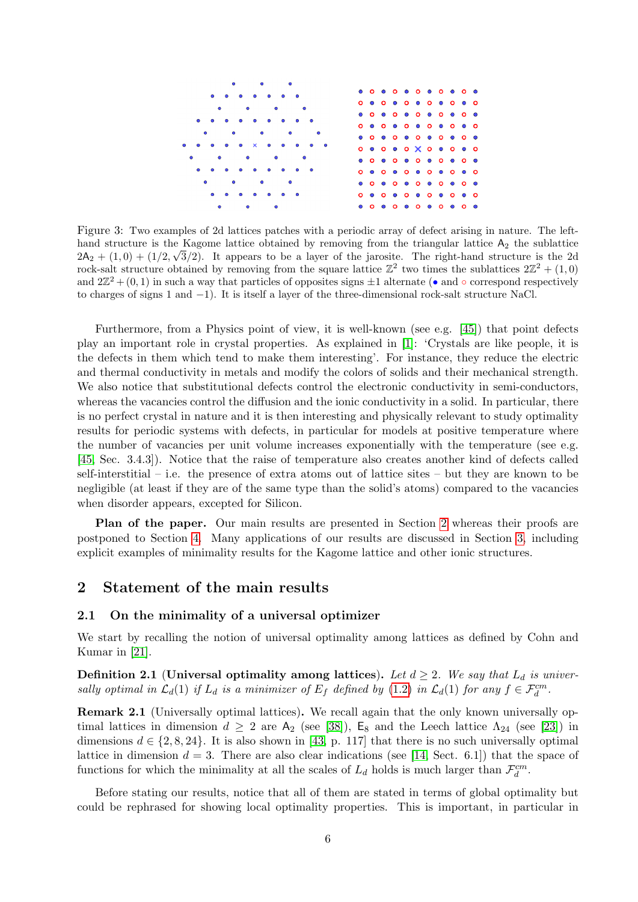Figure 3: Two examples of 2d lattices patches with a periodic array of defect arising in nature. The left-hand structure is the Kagome lattice obtained by removing from the triangular lattice $\mathsf{A}_2$ the sublattice $2\mathsf{A}_2 + (1,0) + (1/2, \sqrt{3}/2)$. It appears to be a layer of the jarosite. The right-hand structure is the 2d rock-salt structure obtained by removing from the square lattice $\mathbb{Z}^2$ two times the sublattices $2\mathbb{Z}^2 + (1,0)$ and $2\mathbb{Z}^2 + (0,1)$ in such a way that particles of opposites signs $\pm 1$ alternate ($\bullet$ and $\circ$ correspond respectively to charges of signs 1 and $-1$). It is itself a layer of the three-dimensional rock-salt structure NaCl.

Furthermore, from a Physics point of view, it is well-known (see e.g. [45]) that point defects play an important role in crystal properties. As explained in [1]: 'Crystals are like people, it is the defects in them which tend to make them interesting'. For instance, they reduce the electric and thermal conductivity in metals and modify the colors of solids and their mechanical strength. We also notice that substitutional defects control the electronic conductivity in semi-conductors, whereas the vacancies control the diffusion and the ionic conductivity in a solid. In particular, there is no perfect crystal in nature and it is then interesting and physically relevant to study optimality results for periodic systems with defects, in particular for models at positive temperature where the number of vacancies per unit volume increases exponentially with the temperature (see e.g. [45, Sec. 3.4.3]). Notice that the raise of temperature also creates another kind of defects called self-interstitial – i.e. the presence of extra atoms out of lattice sites – but they are known to be negligible (at least if they are of the same type than the solid's atoms) compared to the vacancies when disorder appears, excepted for Silicon.

**Plan of the paper.** Our main results are presented in Section 2 whereas their proofs are postponed to Section 4. Many applications of our results are discussed in Section 3, including explicit examples of minimality results for the Kagome lattice and other ionic structures.

## 2 Statement of the main results

### 2.1 On the minimality of a universal optimizer

We start by recalling the notion of universal optimality among lattices as defined by Cohn and Kumar in [21].

**Definition 2.1 (Universal optimality among lattices).** *Let $d \geq 2$. We say that $L_d$ is universally optimal in $\mathcal{L}_d(1)$ if $L_d$ is a minimizer of $E_f$ defined by (1.2) in $\mathcal{L}_d(1)$ for any $f \in \mathcal{F}_d^{cm}$.*

**Remark 2.1** (Universally optimal lattices)**.** We recall again that the only known universally optimal lattices in dimension $d \geq 2$ are $\mathsf{A}_2$ (see [38]), $\mathsf{E}_8$ and the Leech lattice $\Lambda_{24}$ (see [23]) in dimensions $d \in \{2, 8, 24\}$. It is also shown in [43, p. 117] that there is no such universally optimal lattice in dimension $d = 3$. There are also clear indications (see [14, Sect. 6.1]) that the space of functions for which the minimality at all the scales of $L_d$ holds is much larger than $\mathcal{F}_d^{cm}$.

Before stating our results, notice that all of them are stated in terms of global optimality but could be rephrased for showing local optimality properties. This is important, in particular in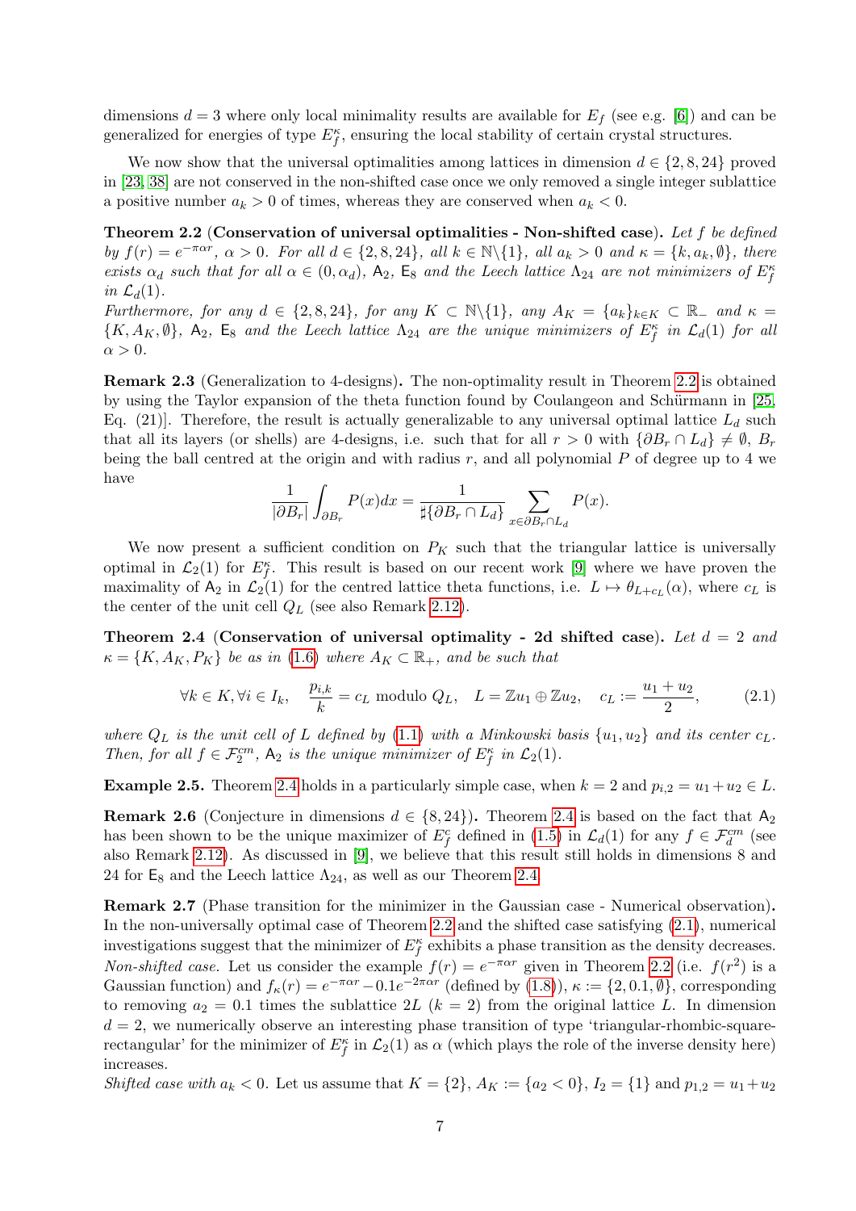dimensions $d=3$ where only local minimality results are available for $E_f$ (see e.g. [6]) and can be generalized for energies of type $E_f^\kappa$, ensuring the local stability of certain crystal structures.

We now show that the universal optimalities among lattices in dimension $d\in\{2,8,24\}$ proved in [23, 38] are not conserved in the non-shifted case once we only removed a single integer sublattice a positive number $a_k>0$ of times, whereas they are conserved when $a_k<0$.

**Theorem 2.2** (**Conservation of universal optimalities - Non-shifted case**). *Let $f$ be defined by $f(r)=e^{-\pi\alpha r}$, $\alpha>0$. For all $d\in\{2,8,24\}$, all $k\in\mathbb{N}\backslash\{1\}$, all $a_k>0$ and $\kappa=\{k,a_k,\emptyset\}$, there exists $\alpha_d$ such that for all $\alpha\in(0,\alpha_d)$, $\mathsf{A}_2$, $\mathsf{E}_8$ and the Leech lattice $\Lambda_{24}$ are not minimizers of $E_f^\kappa$ in $\mathcal{L}_d(1)$.*
*Furthermore, for any $d\in\{2,8,24\}$, for any $K\subset\mathbb{N}\backslash\{1\}$, any $A_K=\{a_k\}_{k\in K}\subset\mathbb{R}_-$ and $\kappa=\{K,A_K,\emptyset\}$, $\mathsf{A}_2$, $\mathsf{E}_8$ and the Leech lattice $\Lambda_{24}$ are the unique minimizers of $E_f^\kappa$ in $\mathcal{L}_d(1)$ for all $\alpha>0$.*

**Remark 2.3** (Generalization to 4-designs)**.** The non-optimality result in Theorem 2.2 is obtained by using the Taylor expansion of the theta function found by Coulangeon and Schürmann in [25, Eq. (21)]. Therefore, the result is actually generalizable to any universal optimal lattice $L_d$ such that all its layers (or shells) are 4-designs, i.e. such that for all $r>0$ with $\{\partial B_r\cap L_d\}\neq\emptyset$, $B_r$ being the ball centred at the origin and with radius $r$, and all polynomial $P$ of degree up to 4 we have

$$\frac{1}{|\partial B_r|}\int_{\partial B_r}P(x)dx=\frac{1}{\sharp\{\partial B_r\cap L_d\}}\sum_{x\in\partial B_r\cap L_d}P(x).$$

We now present a sufficient condition on $P_K$ such that the triangular lattice is universally optimal in $\mathcal{L}_2(1)$ for $E_f^\kappa$. This result is based on our recent work [9] where we have proven the maximality of $\mathsf{A}_2$ in $\mathcal{L}_2(1)$ for the centred lattice theta functions, i.e. $L\mapsto\theta_{L+c_L}(\alpha)$, where $c_L$ is the center of the unit cell $Q_L$ (see also Remark 2.12).

**Theorem 2.4** (**Conservation of universal optimality - 2d shifted case**). *Let $d=2$ and $\kappa=\{K,A_K,P_K\}$ be as in (1.6) where $A_K\subset\mathbb{R}_+$, and be such that*

$$\forall k\in K,\forall i\in I_k,\quad \frac{p_{i,k}}{k}=c_L \text{ modulo } Q_L,\quad L=\mathbb{Z}u_1\oplus\mathbb{Z}u_2,\quad c_L:=\frac{u_1+u_2}{2},\tag{2.1}$$

*where $Q_L$ is the unit cell of $L$ defined by (1.1) with a Minkowski basis $\{u_1,u_2\}$ and its center $c_L$. Then, for all $f\in\mathcal{F}_2^{cm}$, $\mathsf{A}_2$ is the unique minimizer of $E_f^\kappa$ in $\mathcal{L}_2(1)$.*

**Example 2.5.** Theorem 2.4 holds in a particularly simple case, when $k=2$ and $p_{i,2}=u_1+u_2\in L$.

**Remark 2.6** (Conjecture in dimensions $d\in\{8,24\}$)**.** Theorem 2.4 is based on the fact that $\mathsf{A}_2$ has been shown to be the unique maximizer of $E_f^c$ defined in (1.5) in $\mathcal{L}_d(1)$ for any $f\in\mathcal{F}_d^{cm}$ (see also Remark 2.12). As discussed in [9], we believe that this result still holds in dimensions 8 and 24 for $\mathsf{E}_8$ and the Leech lattice $\Lambda_{24}$, as well as our Theorem 2.4.

**Remark 2.7** (Phase transition for the minimizer in the Gaussian case - Numerical observation)**.** In the non-universally optimal case of Theorem 2.2 and the shifted case satisfying (2.1), numerical investigations suggest that the minimizer of $E_f^\kappa$ exhibits a phase transition as the density decreases.
*Non-shifted case.* Let us consider the example $f(r)=e^{-\pi\alpha r}$ given in Theorem 2.2 (i.e. $f(r^2)$ is a Gaussian function) and $f_\kappa(r)=e^{-\pi\alpha r}-0.1e^{-2\pi\alpha r}$ (defined by (1.8)), $\kappa:=\{2,0.1,\emptyset\}$, corresponding to removing $a_2=0.1$ times the sublattice $2L$ ($k=2$) from the original lattice $L$. In dimension $d=2$, we numerically observe an interesting phase transition of type 'triangular-rhombic-square-rectangular' for the minimizer of $E_f^\kappa$ in $\mathcal{L}_2(1)$ as $\alpha$ (which plays the role of the inverse density here) increases.
*Shifted case with $a_k<0$.* Let us assume that $K=\{2\}$, $A_K:=\{a_2<0\}$, $I_2=\{1\}$ and $p_{1,2}=u_1+u_2$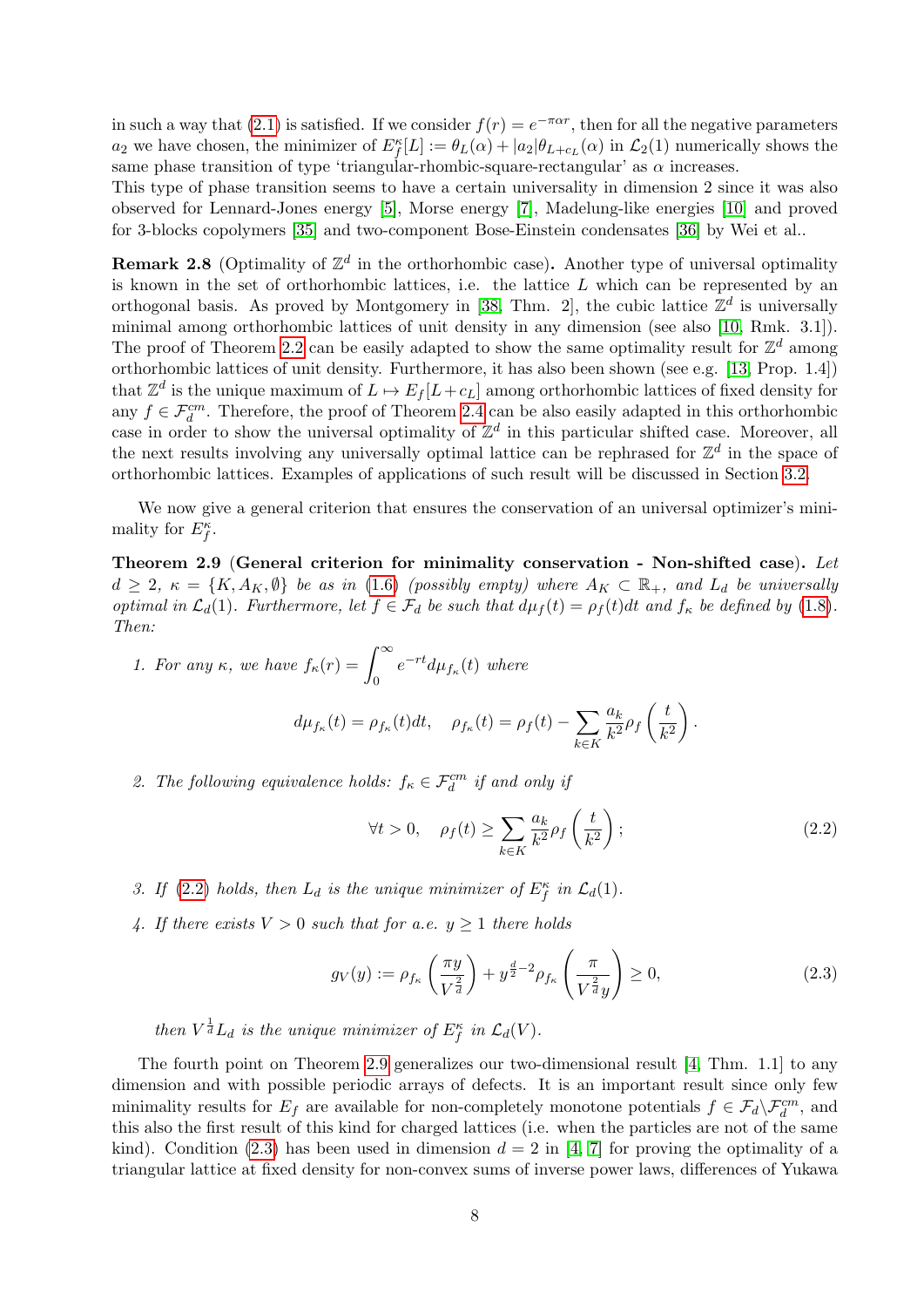in such a way that (2.1) is satisfied. If we consider $f(r) = e^{-\pi\alpha r}$, then for all the negative parameters $a_2$ we have chosen, the minimizer of $E_f^\kappa[L] := \theta_L(\alpha) + |a_2|\theta_{L+c_L}(\alpha)$ in $\mathcal{L}_2(1)$ numerically shows the same phase transition of type 'triangular-rhombic-square-rectangular' as $\alpha$ increases.
This type of phase transition seems to have a certain universality in dimension 2 since it was also observed for Lennard-Jones energy [5], Morse energy [7], Madelung-like energies [10] and proved for 3-blocks copolymers [35] and two-component Bose-Einstein condensates [36] by Wei et al..

**Remark 2.8** (Optimality of $\mathbb{Z}^d$ in the orthorhombic case)**.** Another type of universal optimality is known in the set of orthorhombic lattices, i.e. the lattice $L$ which can be represented by an orthogonal basis. As proved by Montgomery in [38, Thm. 2], the cubic lattice $\mathbb{Z}^d$ is universally minimal among orthorhombic lattices of unit density in any dimension (see also [10, Rmk. 3.1]). The proof of Theorem 2.2 can be easily adapted to show the same optimality result for $\mathbb{Z}^d$ among orthorhombic lattices of unit density. Furthermore, it has also been shown (see e.g. [13, Prop. 1.4]) that $\mathbb{Z}^d$ is the unique maximum of $L \mapsto E_f[L+c_L]$ among orthorhombic lattices of fixed density for any $f \in \mathcal{F}_d^{cm}$. Therefore, the proof of Theorem 2.4 can be also easily adapted in this orthorhombic case in order to show the universal optimality of $\mathbb{Z}^d$ in this particular shifted case. Moreover, all the next results involving any universally optimal lattice can be rephrased for $\mathbb{Z}^d$ in the space of orthorhombic lattices. Examples of applications of such result will be discussed in Section 3.2.

We now give a general criterion that ensures the conservation of an universal optimizer's minimality for $E_f^\kappa$.

**Theorem 2.9** (**General criterion for minimality conservation - Non-shifted case**)**.** *Let $d \geq 2$, $\kappa = \{K, A_K, \emptyset\}$ be as in (1.6) (possibly empty) where $A_K \subset \mathbb{R}_+$, and $L_d$ be universally optimal in $\mathcal{L}_d(1)$. Furthermore, let $f \in \mathcal{F}_d$ be such that $d\mu_f(t) = \rho_f(t)dt$ and $f_\kappa$ be defined by (1.8). Then:*

1. *For any $\kappa$, we have $f_\kappa(r) = \displaystyle\int_0^\infty e^{-rt} d\mu_{f_\kappa}(t)$ where*

$$d\mu_{f_\kappa}(t) = \rho_{f_\kappa}(t)dt, \quad \rho_{f_\kappa}(t) = \rho_f(t) - \sum_{k \in K} \frac{a_k}{k^2}\rho_f\left(\frac{t}{k^2}\right).$$

2. *The following equivalence holds: $f_\kappa \in \mathcal{F}_d^{cm}$ if and only if*

$$\forall t > 0, \quad \rho_f(t) \geq \sum_{k \in K} \frac{a_k}{k^2}\rho_f\left(\frac{t}{k^2}\right); \tag{2.2}$$

3. *If (2.2) holds, then $L_d$ is the unique minimizer of $E_f^\kappa$ in $\mathcal{L}_d(1)$.*

4. *If there exists $V > 0$ such that for a.e. $y \geq 1$ there holds*

$$g_V(y) := \rho_{f_\kappa}\left(\frac{\pi y}{V^{\frac{2}{d}}}\right) + y^{\frac{d}{2}-2}\rho_{f_\kappa}\left(\frac{\pi}{V^{\frac{2}{d}} y}\right) \geq 0, \tag{2.3}$$

   *then $V^{\frac{1}{d}} L_d$ is the unique minimizer of $E_f^\kappa$ in $\mathcal{L}_d(V)$.*

The fourth point on Theorem 2.9 generalizes our two-dimensional result [4, Thm. 1.1] to any dimension and with possible periodic arrays of defects. It is an important result since only few minimality results for $E_f$ are available for non-completely monotone potentials $f \in \mathcal{F}_d \backslash \mathcal{F}_d^{cm}$, and this also the first result of this kind for charged lattices (i.e. when the particles are not of the same kind). Condition (2.3) has been used in dimension $d = 2$ in [4, 7] for proving the optimality of a triangular lattice at fixed density for non-convex sums of inverse power laws, differences of Yukawa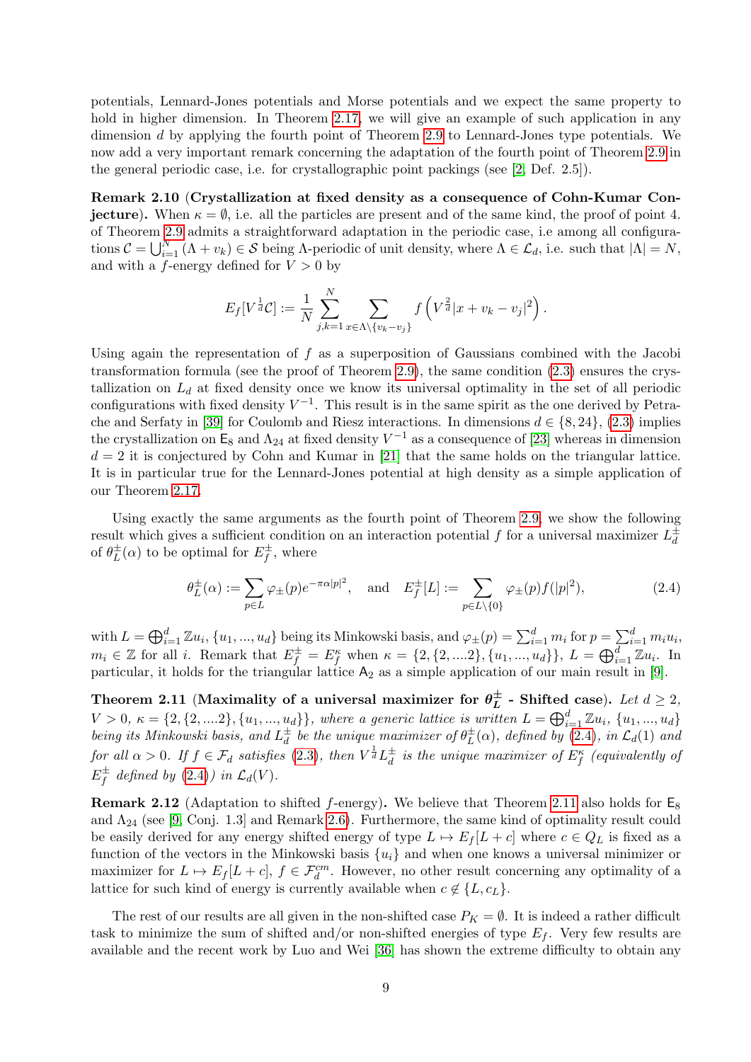potentials, Lennard-Jones potentials and Morse potentials and we expect the same property to hold in higher dimension. In Theorem 2.17, we will give an example of such application in any dimension $d$ by applying the fourth point of Theorem 2.9 to Lennard-Jones type potentials. We now add a very important remark concerning the adaptation of the fourth point of Theorem 2.9 in the general periodic case, i.e. for crystallographic point packings (see [2, Def. 2.5]).

**Remark 2.10 (Crystallization at fixed density as a consequence of Cohn-Kumar Conjecture).** When $\kappa = \emptyset$, i.e. all the particles are present and of the same kind, the proof of point 4. of Theorem 2.9 admits a straightforward adaptation in the periodic case, i.e among all configurations $\mathcal{C} = \bigcup_{i=1}^N (\Lambda + v_k) \in \mathcal{S}$ being $\Lambda$-periodic of unit density, where $\Lambda \in \mathcal{L}_d$, i.e. such that $|\Lambda| = N$, and with a $f$-energy defined for $V > 0$ by

$$E_f[V^{\frac{1}{d}}\mathcal{C}] := \frac{1}{N}\sum_{j,k=1}^N \sum_{x\in\Lambda\backslash\{v_k - v_j\}} f\left(V^{\frac{2}{d}}|x + v_k - v_j|^2\right).$$

Using again the representation of $f$ as a superposition of Gaussians combined with the Jacobi transformation formula (see the proof of Theorem 2.9), the same condition (2.3) ensures the crystallization on $L_d$ at fixed density once we know its universal optimality in the set of all periodic configurations with fixed density $V^{-1}$. This result is in the same spirit as the one derived by Petrache and Serfaty in [39] for Coulomb and Riesz interactions. In dimensions $d \in \{8, 24\}$, (2.3) implies the crystallization on $\mathsf{E}_8$ and $\Lambda_{24}$ at fixed density $V^{-1}$ as a consequence of [23] whereas in dimension $d = 2$ it is conjectured by Cohn and Kumar in [21] that the same holds on the triangular lattice. It is in particular true for the Lennard-Jones potential at high density as a simple application of our Theorem 2.17.

Using exactly the same arguments as the fourth point of Theorem 2.9, we show the following result which gives a sufficient condition on an interaction potential $f$ for a universal maximizer $L_d^\pm$ of $\theta_L^\pm(\alpha)$ to be optimal for $E_f^\pm$, where

$$\theta_L^\pm(\alpha) := \sum_{p\in L} \varphi_\pm(p) e^{-\pi\alpha|p|^2}, \quad \text{and} \quad E_f^\pm[L] := \sum_{p\in L\backslash\{0\}} \varphi_\pm(p) f(|p|^2), \tag{2.4}$$

with $L = \bigoplus_{i=1}^d \mathbb{Z}u_i$, $\{u_1, ..., u_d\}$ being its Minkowski basis, and $\varphi_\pm(p) = \sum_{i=1}^d m_i$ for $p = \sum_{i=1}^d m_i u_i$, $m_i \in \mathbb{Z}$ for all $i$. Remark that $E_f^\pm = E_f^\kappa$ when $\kappa = \{2, \{2, ....2\}, \{u_1, ..., u_d\}\}$, $L = \bigoplus_{i=1}^d \mathbb{Z}u_i$. In particular, it holds for the triangular lattice $\mathsf{A}_2$ as a simple application of our main result in [9].

**Theorem 2.11 (Maximality of a universal maximizer for $\theta_L^\pm$ - Shifted case).** *Let $d \geq 2$, $V > 0$, $\kappa = \{2, \{2, ....2\}, \{u_1, ..., u_d\}\}$, where a generic lattice is written $L = \bigoplus_{i=1}^d \mathbb{Z}u_i$, $\{u_1, ..., u_d\}$ being its Minkowski basis, and $L_d^\pm$ be the unique maximizer of $\theta_L^\pm(\alpha)$, defined by (2.4), in $\mathcal{L}_d(1)$ and for all $\alpha > 0$. If $f \in \mathcal{F}_d$ satisfies (2.3), then $V^{\frac{1}{d}} L_d^\pm$ is the unique maximizer of $E_f^\kappa$ (equivalently of $E_f^\pm$ defined by (2.4)) in $\mathcal{L}_d(V)$.*

**Remark 2.12** (Adaptation to shifted $f$-energy)**.** We believe that Theorem 2.11 also holds for $\mathsf{E}_8$ and $\Lambda_{24}$ (see [9, Conj. 1.3] and Remark 2.6). Furthermore, the same kind of optimality result could be easily derived for any energy shifted energy of type $L \mapsto E_f[L + c]$ where $c \in Q_L$ is fixed as a function of the vectors in the Minkowski basis $\{u_i\}$ and when one knows a universal minimizer or maximizer for $L \mapsto E_f[L + c]$, $f \in \mathcal{F}_d^{cm}$. However, no other result concerning any optimality of a lattice for such kind of energy is currently available when $c \notin \{L, c_L\}$.

The rest of our results are all given in the non-shifted case $P_K = \emptyset$. It is indeed a rather difficult task to minimize the sum of shifted and/or non-shifted energies of type $E_f$. Very few results are available and the recent work by Luo and Wei [36] has shown the extreme difficulty to obtain any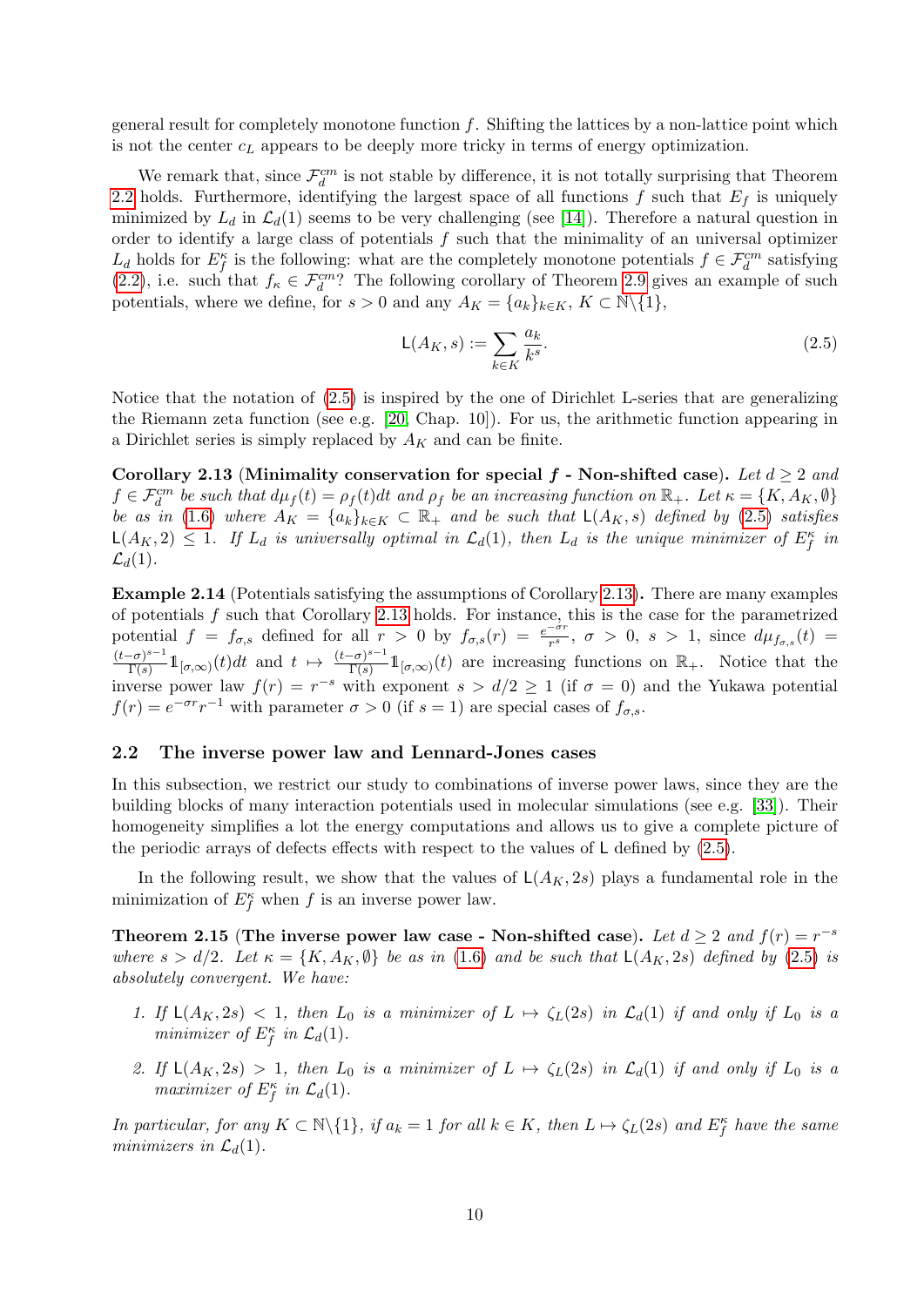general result for completely monotone function $f$. Shifting the lattices by a non-lattice point which is not the center $c_L$ appears to be deeply more tricky in terms of energy optimization.

We remark that, since $\mathcal{F}_d^{cm}$ is not stable by difference, it is not totally surprising that Theorem 2.2 holds. Furthermore, identifying the largest space of all functions $f$ such that $E_f$ is uniquely minimized by $L_d$ in $\mathcal{L}_d(1)$ seems to be very challenging (see [14]). Therefore a natural question in order to identify a large class of potentials $f$ such that the minimality of an universal optimizer $L_d$ holds for $E_f^\kappa$ is the following: what are the completely monotone potentials $f \in \mathcal{F}_d^{cm}$ satisfying (2.2), i.e. such that $f_\kappa \in \mathcal{F}_d^{cm}$? The following corollary of Theorem 2.9 gives an example of such potentials, where we define, for $s > 0$ and any $A_K = \{a_k\}_{k\in K}$, $K \subset \mathbb{N}\backslash\{1\}$,

$$\mathsf{L}(A_K, s) := \sum_{k\in K} \frac{a_k}{k^s}. \tag{2.5}$$

Notice that the notation of (2.5) is inspired by the one of Dirichlet L-series that are generalizing the Riemann zeta function (see e.g. [20, Chap. 10]). For us, the arithmetic function appearing in a Dirichlet series is simply replaced by $A_K$ and can be finite.

**Corollary 2.13** (**Minimality conservation for special $f$ - Non-shifted case**). *Let $d \geq 2$ and $f \in \mathcal{F}_d^{cm}$ be such that $d\mu_f(t) = \rho_f(t)dt$ and $\rho_f$ be an increasing function on $\mathbb{R}_+$. Let $\kappa = \{K, A_K, \emptyset\}$ be as in (1.6) where $A_K = \{a_k\}_{k\in K} \subset \mathbb{R}_+$ and be such that $\mathsf{L}(A_K, s)$ defined by (2.5) satisfies $\mathsf{L}(A_K, 2) \leq 1$. If $L_d$ is universally optimal in $\mathcal{L}_d(1)$, then $L_d$ is the unique minimizer of $E_f^\kappa$ in $\mathcal{L}_d(1)$.*

**Example 2.14** (Potentials satisfying the assumptions of Corollary 2.13)**.** There are many examples of potentials $f$ such that Corollary 2.13 holds. For instance, this is the case for the parametrized potential $f = f_{\sigma,s}$ defined for all $r > 0$ by $f_{\sigma,s}(r) = \frac{e^{-\sigma r}}{r^s}$, $\sigma > 0$, $s > 1$, since $d\mu_{f_{\sigma,s}}(t) = \frac{(t-\sigma)^{s-1}}{\Gamma(s)}\mathbb{1}_{[\sigma,\infty)}(t)dt$ and $t \mapsto \frac{(t-\sigma)^{s-1}}{\Gamma(s)}\mathbb{1}_{[\sigma,\infty)}(t)$ are increasing functions on $\mathbb{R}_+$. Notice that the inverse power law $f(r) = r^{-s}$ with exponent $s > d/2 \geq 1$ (if $\sigma = 0$) and the Yukawa potential $f(r) = e^{-\sigma r}r^{-1}$ with parameter $\sigma > 0$ (if $s = 1$) are special cases of $f_{\sigma,s}$.

### 2.2 The inverse power law and Lennard-Jones cases

In this subsection, we restrict our study to combinations of inverse power laws, since they are the building blocks of many interaction potentials used in molecular simulations (see e.g. [33]). Their homogeneity simplifies a lot the energy computations and allows us to give a complete picture of the periodic arrays of defects effects with respect to the values of $\mathsf{L}$ defined by (2.5).

In the following result, we show that the values of $\mathsf{L}(A_K, 2s)$ plays a fundamental role in the minimization of $E_f^\kappa$ when $f$ is an inverse power law.

**Theorem 2.15** (**The inverse power law case - Non-shifted case**). *Let $d \geq 2$ and $f(r) = r^{-s}$ where $s > d/2$. Let $\kappa = \{K, A_K, \emptyset\}$ be as in (1.6) and be such that $\mathsf{L}(A_K, 2s)$ defined by (2.5) is absolutely convergent. We have:*

1. *If $\mathsf{L}(A_K, 2s) < 1$, then $L_0$ is a minimizer of $L \mapsto \zeta_L(2s)$ in $\mathcal{L}_d(1)$ if and only if $L_0$ is a minimizer of $E_f^\kappa$ in $\mathcal{L}_d(1)$.*
2. *If $\mathsf{L}(A_K, 2s) > 1$, then $L_0$ is a minimizer of $L \mapsto \zeta_L(2s)$ in $\mathcal{L}_d(1)$ if and only if $L_0$ is a maximizer of $E_f^\kappa$ in $\mathcal{L}_d(1)$.*

*In particular, for any $K \subset \mathbb{N}\backslash\{1\}$, if $a_k = 1$ for all $k \in K$, then $L \mapsto \zeta_L(2s)$ and $E_f^\kappa$ have the same minimizers in $\mathcal{L}_d(1)$.*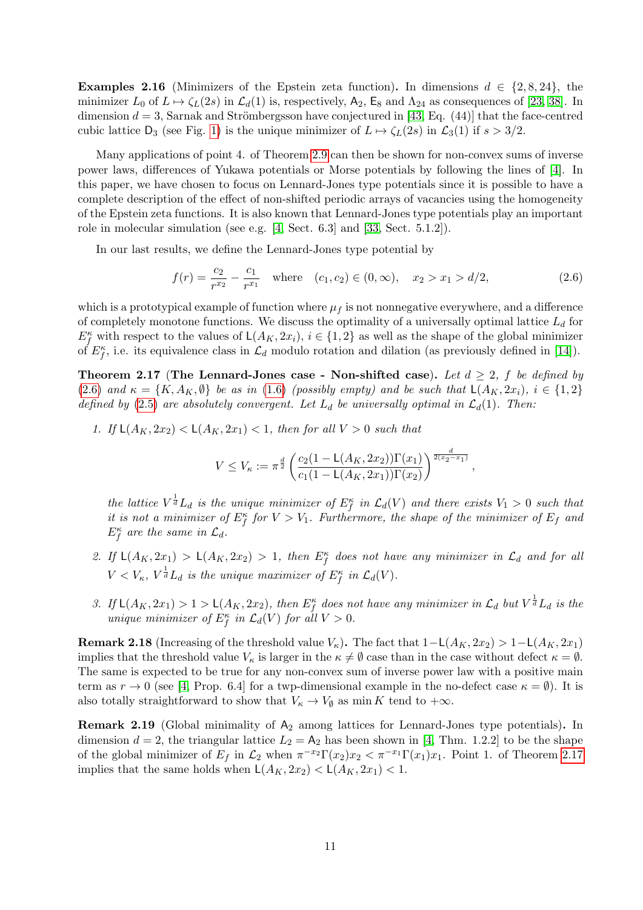**Examples 2.16** (Minimizers of the Epstein zeta function)**.** In dimensions $d \in \{2, 8, 24\}$, the minimizer $L_0$ of $L \mapsto \zeta_L(2s)$ in $\mathcal{L}_d(1)$ is, respectively, $\mathsf{A}_2$, $\mathsf{E}_8$ and $\Lambda_{24}$ as consequences of [23, 38]. In dimension $d = 3$, Sarnak and Strömbergsson have conjectured in [43, Eq. (44)] that the face-centred cubic lattice $\mathsf{D}_3$ (see Fig. 1) is the unique minimizer of $L \mapsto \zeta_L(2s)$ in $\mathcal{L}_3(1)$ if $s > 3/2$.

Many applications of point 4. of Theorem 2.9 can then be shown for non-convex sums of inverse power laws, differences of Yukawa potentials or Morse potentials by following the lines of [4]. In this paper, we have chosen to focus on Lennard-Jones type potentials since it is possible to have a complete description of the effect of non-shifted periodic arrays of vacancies using the homogeneity of the Epstein zeta functions. It is also known that Lennard-Jones type potentials play an important role in molecular simulation (see e.g. [4, Sect. 6.3] and [33, Sect. 5.1.2]).

In our last results, we define the Lennard-Jones type potential by

$$f(r) = \frac{c_2}{r^{x_2}} - \frac{c_1}{r^{x_1}} \quad \text{where} \quad (c_1, c_2) \in (0, \infty), \quad x_2 > x_1 > d/2, \tag{2.6}$$

which is a prototypical example of function where $\mu_f$ is not nonnegative everywhere, and a difference of completely monotone functions. We discuss the optimality of a universally optimal lattice $L_d$ for $E_f^\kappa$ with respect to the values of $\mathsf{L}(A_K, 2x_i)$, $i \in \{1, 2\}$ as well as the shape of the global minimizer of $E_f^\kappa$, i.e. its equivalence class in $\mathcal{L}_d$ modulo rotation and dilation (as previously defined in [14]).

**Theorem 2.17** (**The Lennard-Jones case - Non-shifted case**)**.** *Let $d \geq 2$, $f$ be defined by (2.6) and $\kappa = \{K, A_K, \emptyset\}$ be as in (1.6) (possibly empty) and be such that $\mathsf{L}(A_K, 2x_i)$, $i \in \{1, 2\}$ defined by (2.5) are absolutely convergent. Let $L_d$ be universally optimal in $\mathcal{L}_d(1)$. Then:*

1. *If $\mathsf{L}(A_K, 2x_2) < \mathsf{L}(A_K, 2x_1) < 1$, then for all $V > 0$ such that*

$$V \leq V_\kappa := \pi^{\frac{d}{2}} \left( \frac{c_2(1 - \mathsf{L}(A_K, 2x_2))\Gamma(x_1)}{c_1(1 - \mathsf{L}(A_K, 2x_1))\Gamma(x_2)} \right)^{\frac{d}{2(x_2 - x_1)}},$$

   *the lattice $V^{\frac{1}{d}} L_d$ is the unique minimizer of $E_f^\kappa$ in $\mathcal{L}_d(V)$ and there exists $V_1 > 0$ such that it is not a minimizer of $E_f^\kappa$ for $V > V_1$. Furthermore, the shape of the minimizer of $E_f$ and $E_f^\kappa$ are the same in $\mathcal{L}_d$.*

2. *If $\mathsf{L}(A_K, 2x_1) > \mathsf{L}(A_K, 2x_2) > 1$, then $E_f^\kappa$ does not have any minimizer in $\mathcal{L}_d$ and for all $V < V_\kappa$, $V^{\frac{1}{d}} L_d$ is the unique maximizer of $E_f^\kappa$ in $\mathcal{L}_d(V)$.*

3. *If $\mathsf{L}(A_K, 2x_1) > 1 > \mathsf{L}(A_K, 2x_2)$, then $E_f^\kappa$ does not have any minimizer in $\mathcal{L}_d$ but $V^{\frac{1}{d}} L_d$ is the unique minimizer of $E_f^\kappa$ in $\mathcal{L}_d(V)$ for all $V > 0$.*

**Remark 2.18** (Increasing of the threshold value $V_\kappa$)**.** The fact that $1 - \mathsf{L}(A_K, 2x_2) > 1 - \mathsf{L}(A_K, 2x_1)$ implies that the threshold value $V_\kappa$ is larger in the $\kappa \neq \emptyset$ case than in the case without defect $\kappa = \emptyset$. The same is expected to be true for any non-convex sum of inverse power law with a positive main term as $r \to 0$ (see [4, Prop. 6.4] for a twp-dimensional example in the no-defect case $\kappa = \emptyset$). It is also totally straightforward to show that $V_\kappa \to V_\emptyset$ as $\min K$ tend to $+\infty$.

**Remark 2.19** (Global minimality of $\mathsf{A}_2$ among lattices for Lennard-Jones type potentials)**.** In dimension $d = 2$, the triangular lattice $L_2 = \mathsf{A}_2$ has been shown in [4, Thm. 1.2.2] to be the shape of the global minimizer of $E_f$ in $\mathcal{L}_2$ when $\pi^{-x_2}\Gamma(x_2)x_2 < \pi^{-x_1}\Gamma(x_1)x_1$. Point 1. of Theorem 2.17 implies that the same holds when $\mathsf{L}(A_K, 2x_2) < \mathsf{L}(A_K, 2x_1) < 1$.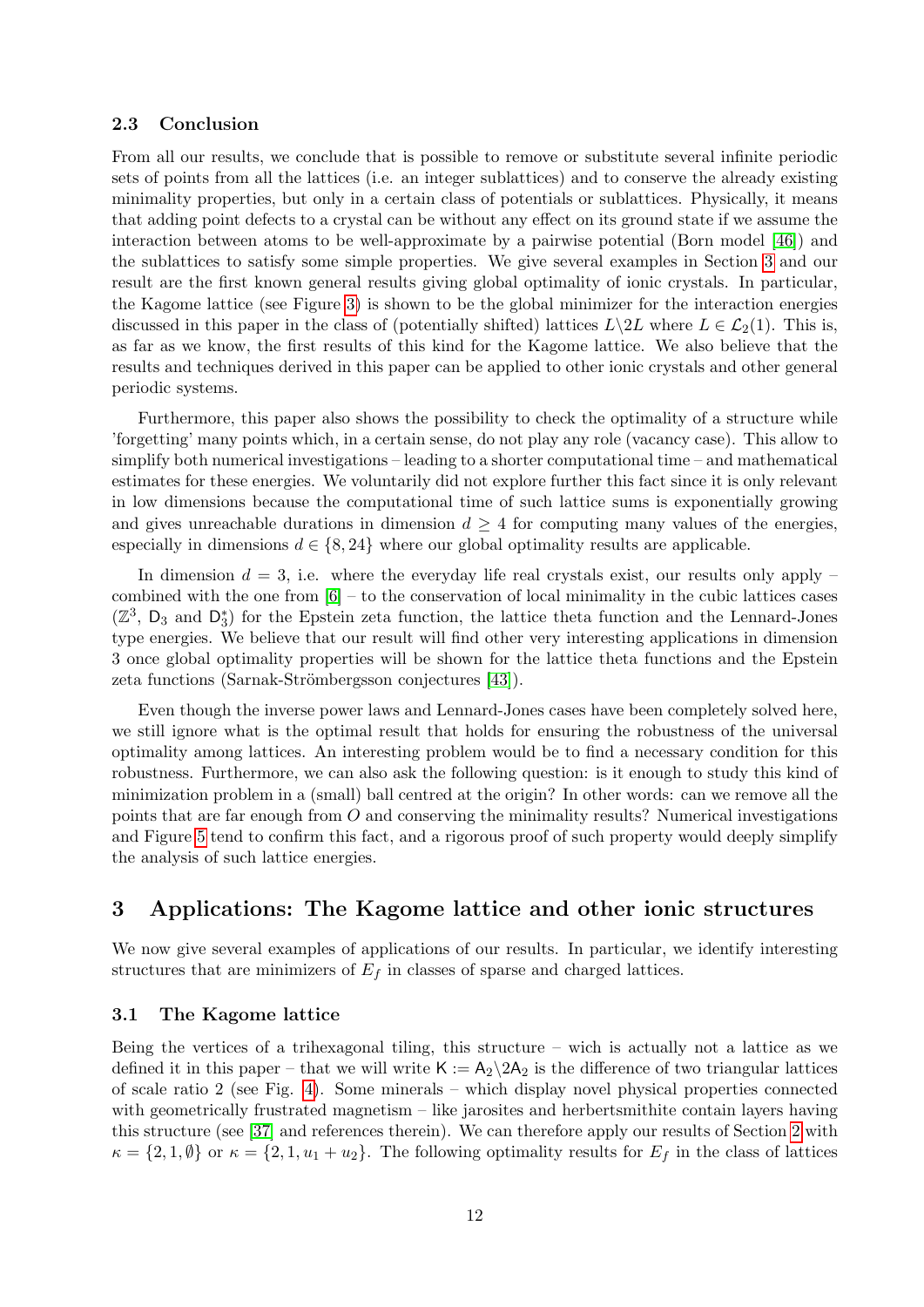### 2.3 Conclusion

From all our results, we conclude that is possible to remove or substitute several infinite periodic sets of points from all the lattices (i.e. an integer sublattices) and to conserve the already existing minimality properties, but only in a certain class of potentials or sublattices. Physically, it means that adding point defects to a crystal can be without any effect on its ground state if we assume the interaction between atoms to be well-approximate by a pairwise potential (Born model [46]) and the sublattices to satisfy some simple properties. We give several examples in Section 3 and our result are the first known general results giving global optimality of ionic crystals. In particular, the Kagome lattice (see Figure 3) is shown to be the global minimizer for the interaction energies discussed in this paper in the class of (potentially shifted) lattices $L\backslash 2L$ where $L \in \mathcal{L}_2(1)$. This is, as far as we know, the first results of this kind for the Kagome lattice. We also believe that the results and techniques derived in this paper can be applied to other ionic crystals and other general periodic systems.

Furthermore, this paper also shows the possibility to check the optimality of a structure while 'forgetting' many points which, in a certain sense, do not play any role (vacancy case). This allow to simplify both numerical investigations – leading to a shorter computational time – and mathematical estimates for these energies. We voluntarily did not explore further this fact since it is only relevant in low dimensions because the computational time of such lattice sums is exponentially growing and gives unreachable durations in dimension $d \geq 4$ for computing many values of the energies, especially in dimensions $d \in \{8, 24\}$ where our global optimality results are applicable.

In dimension $d = 3$, i.e. where the everyday life real crystals exist, our results only apply – combined with the one from [6] – to the conservation of local minimality in the cubic lattices cases ($\mathbb{Z}^3$, $\mathsf{D}_3$ and $\mathsf{D}_3^*$) for the Epstein zeta function, the lattice theta function and the Lennard-Jones type energies. We believe that our result will find other very interesting applications in dimension 3 once global optimality properties will be shown for the lattice theta functions and the Epstein zeta functions (Sarnak-Strömbergsson conjectures [43]).

Even though the inverse power laws and Lennard-Jones cases have been completely solved here, we still ignore what is the optimal result that holds for ensuring the robustness of the universal optimality among lattices. An interesting problem would be to find a necessary condition for this robustness. Furthermore, we can also ask the following question: is it enough to study this kind of minimization problem in a (small) ball centred at the origin? In other words: can we remove all the points that are far enough from $O$ and conserving the minimality results? Numerical investigations and Figure 5 tend to confirm this fact, and a rigorous proof of such property would deeply simplify the analysis of such lattice energies.

## 3 Applications: The Kagome lattice and other ionic structures

We now give several examples of applications of our results. In particular, we identify interesting structures that are minimizers of $E_f$ in classes of sparse and charged lattices.

### 3.1 The Kagome lattice

Being the vertices of a trihexagonal tiling, this structure – wich is actually not a lattice as we defined it in this paper – that we will write $\mathsf{K} := \mathsf{A}_2\backslash 2\mathsf{A}_2$ is the difference of two triangular lattices of scale ratio 2 (see Fig. 4). Some minerals – which display novel physical properties connected with geometrically frustrated magnetism – like jarosites and herbertsmithite contain layers having this structure (see [37] and references therein). We can therefore apply our results of Section 2 with $\kappa = \{2, 1, \emptyset\}$ or $\kappa = \{2, 1, u_1 + u_2\}$. The following optimality results for $E_f$ in the class of lattices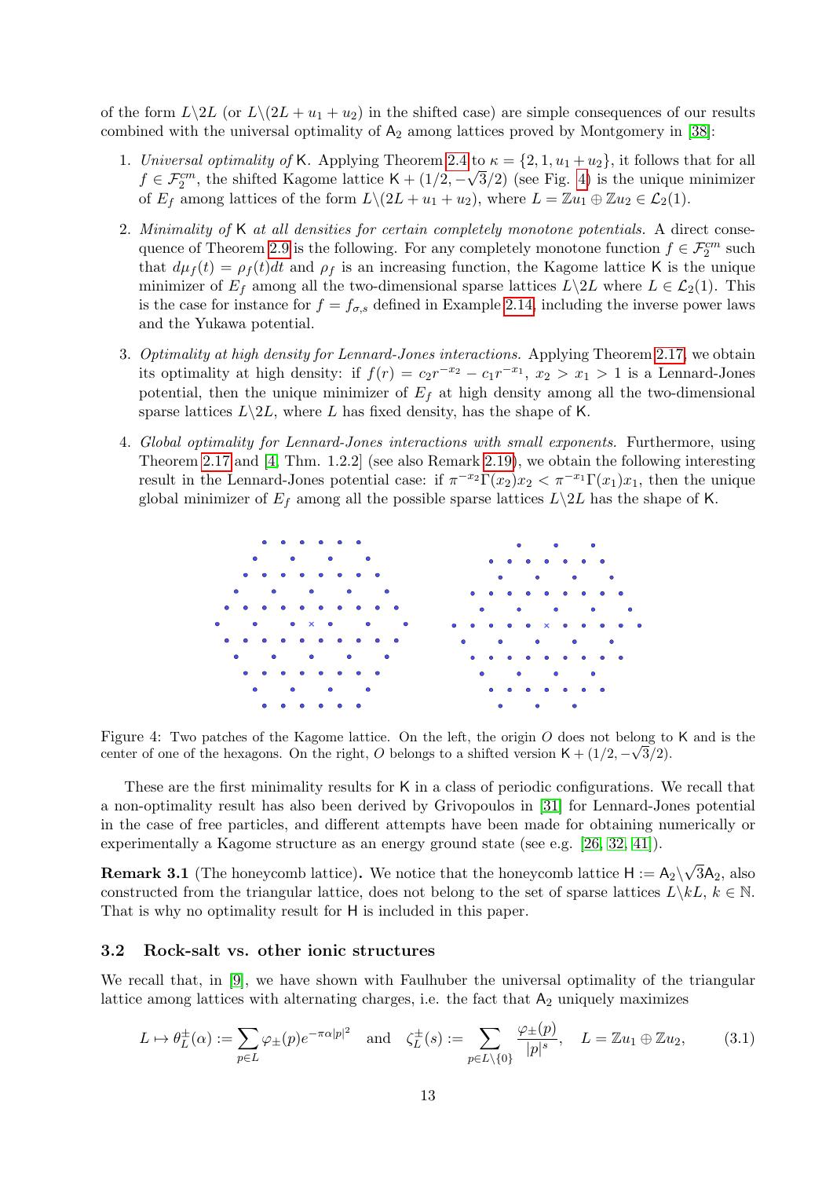of the form $L\backslash 2L$ (or $L\backslash(2L+u_1+u_2)$ in the shifted case) are simple consequences of our results combined with the universal optimality of $\mathsf{A}_2$ among lattices proved by Montgomery in [38]:

1. *Universal optimality of* $\mathsf{K}$. Applying Theorem 2.4 to $\kappa=\{2,1,u_1+u_2\}$, it follows that for all $f\in\mathcal{F}_2^{cm}$, the shifted Kagome lattice $\mathsf{K}+(1/2,-\sqrt{3}/2)$ (see Fig. 4) is the unique minimizer of $E_f$ among lattices of the form $L\backslash(2L+u_1+u_2)$, where $L=\mathbb{Z}u_1\oplus\mathbb{Z}u_2\in\mathcal{L}_2(1)$.

2. *Minimality of* $\mathsf{K}$ *at all densities for certain completely monotone potentials.* A direct consequence of Theorem 2.9 is the following. For any completely monotone function $f\in\mathcal{F}_2^{cm}$ such that $d\mu_f(t)=\rho_f(t)dt$ and $\rho_f$ is an increasing function, the Kagome lattice $\mathsf{K}$ is the unique minimizer of $E_f$ among all the two-dimensional sparse lattices $L\backslash 2L$ where $L\in\mathcal{L}_2(1)$. This is the case for instance for $f=f_{\sigma,s}$ defined in Example 2.14, including the inverse power laws and the Yukawa potential.

3. *Optimality at high density for Lennard-Jones interactions.* Applying Theorem 2.17, we obtain its optimality at high density: if $f(r)=c_2r^{-x_2}-c_1r^{-x_1}$, $x_2>x_1>1$ is a Lennard-Jones potential, then the unique minimizer of $E_f$ at high density among all the two-dimensional sparse lattices $L\backslash 2L$, where $L$ has fixed density, has the shape of $\mathsf{K}$.

4. *Global optimality for Lennard-Jones interactions with small exponents.* Furthermore, using Theorem 2.17 and [4, Thm. 1.2.2] (see also Remark 2.19), we obtain the following interesting result in the Lennard-Jones potential case: if $\pi^{-x_2}\Gamma(x_2)x_2<\pi^{-x_1}\Gamma(x_1)x_1$, then the unique global minimizer of $E_f$ among all the possible sparse lattices $L\backslash 2L$ has the shape of $\mathsf{K}$.

Figure 4: Two patches of the Kagome lattice. On the left, the origin $O$ does not belong to $\mathsf{K}$ and is the center of one of the hexagons. On the right, $O$ belongs to a shifted version $\mathsf{K}+(1/2,-\sqrt{3}/2)$.

These are the first minimality results for $\mathsf{K}$ in a class of periodic configurations. We recall that a non-optimality result has also been derived by Grivopoulos in [31] for Lennard-Jones potential in the case of free particles, and different attempts have been made for obtaining numerically or experimentally a Kagome structure as an energy ground state (see e.g. [26, 32, 41]).

**Remark 3.1** (The honeycomb lattice)**.** We notice that the honeycomb lattice $\mathsf{H}:=\mathsf{A}_2\backslash\sqrt{3}\mathsf{A}_2$, also constructed from the triangular lattice, does not belong to the set of sparse lattices $L\backslash kL$, $k\in\mathbb{N}$. That is why no optimality result for $\mathsf{H}$ is included in this paper.

### 3.2 Rock-salt vs. other ionic structures

We recall that, in [9], we have shown with Faulhuber the universal optimality of the triangular lattice among lattices with alternating charges, i.e. the fact that $\mathsf{A}_2$ uniquely maximizes

$$L\mapsto\theta_L^{\pm}(\alpha):=\sum_{p\in L}\varphi_{\pm}(p)e^{-\pi\alpha|p|^2}\quad\text{and}\quad\zeta_L^{\pm}(s):=\sum_{p\in L\backslash\{0\}}\frac{\varphi_{\pm}(p)}{|p|^s},\quad L=\mathbb{Z}u_1\oplus\mathbb{Z}u_2,\tag{3.1}$$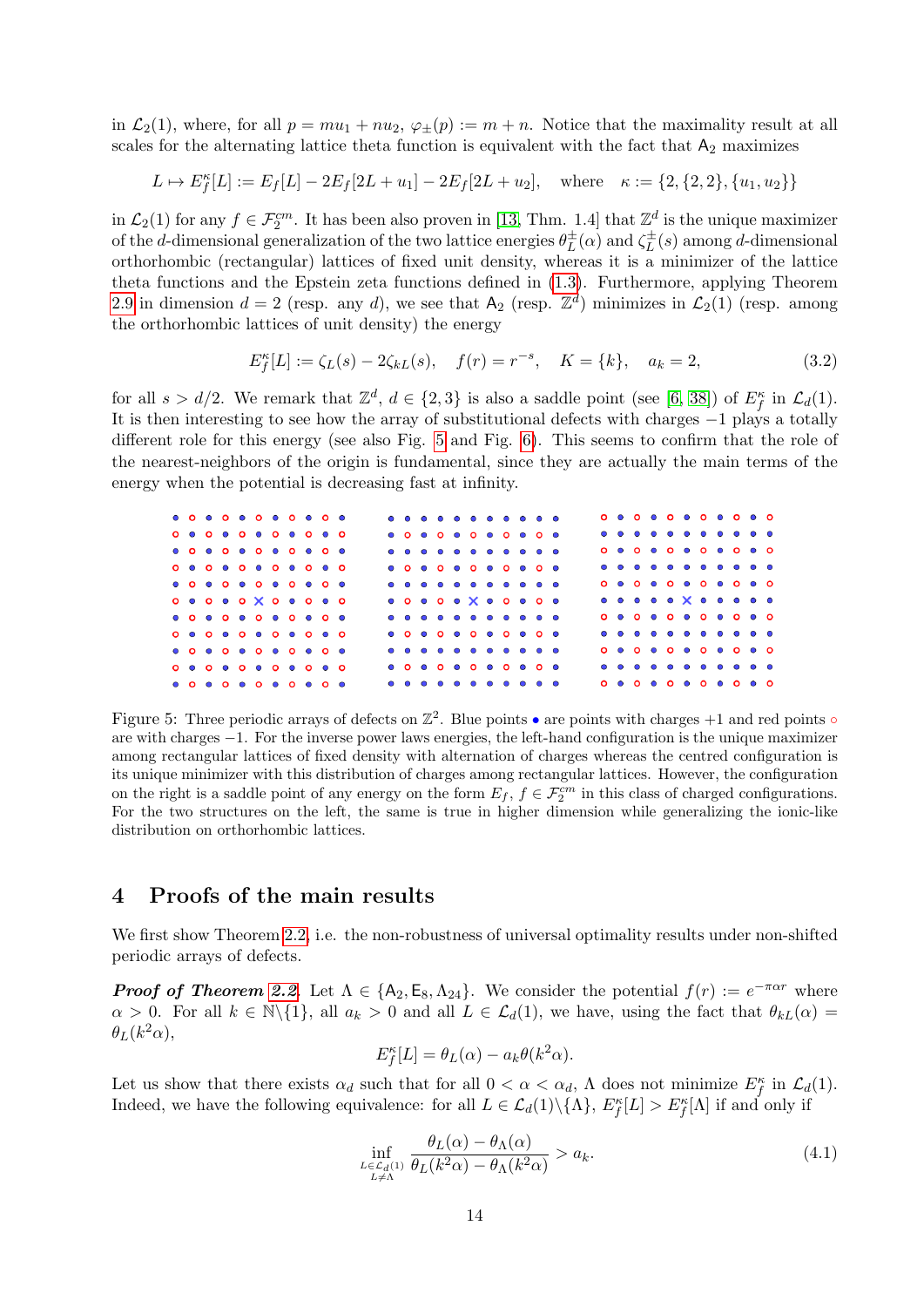in $\mathcal{L}_2(1)$, where, for all $p = mu_1 + nu_2$, $\varphi_\pm(p) := m + n$. Notice that the maximality result at all scales for the alternating lattice theta function is equivalent with the fact that $\mathsf{A}_2$ maximizes

$$L \mapsto E_f^\kappa[L] := E_f[L] - 2E_f[2L + u_1] - 2E_f[2L + u_2], \quad \text{where} \quad \kappa := \{2, \{2,2\}, \{u_1, u_2\}\}$$

in $\mathcal{L}_2(1)$ for any $f \in \mathcal{F}_2^{cm}$. It has been also proven in [13, Thm. 1.4] that $\mathbb{Z}^d$ is the unique maximizer of the $d$-dimensional generalization of the two lattice energies $\theta_L^\pm(\alpha)$ and $\zeta_L^\pm(s)$ among $d$-dimensional orthorhombic (rectangular) lattices of fixed unit density, whereas it is a minimizer of the lattice theta functions and the Epstein zeta functions defined in (1.3). Furthermore, applying Theorem 2.9 in dimension $d = 2$ (resp. any $d$), we see that $\mathsf{A}_2$ (resp. $\mathbb{Z}^d$) minimizes in $\mathcal{L}_2(1)$ (resp. among the orthorhombic lattices of unit density) the energy

$$E_f^\kappa[L] := \zeta_L(s) - 2\zeta_{kL}(s), \quad f(r) = r^{-s}, \quad K = \{k\}, \quad a_k = 2, \tag{3.2}$$

for all $s > d/2$. We remark that $\mathbb{Z}^d$, $d \in \{2, 3\}$ is also a saddle point (see [6, 38]) of $E_f^\kappa$ in $\mathcal{L}_d(1)$. It is then interesting to see how the array of substitutional defects with charges $-1$ plays a totally different role for this energy (see also Fig. 5 and Fig. 6). This seems to confirm that the role of the nearest-neighbors of the origin is fundamental, since they are actually the main terms of the energy when the potential is decreasing fast at infinity.

Figure 5: Three periodic arrays of defects on $\mathbb{Z}^2$. Blue points • are points with charges $+1$ and red points ○ are with charges $-1$. For the inverse power laws energies, the left-hand configuration is the unique maximizer among rectangular lattices of fixed density with alternation of charges whereas the centred configuration is its unique minimizer with this distribution of charges among rectangular lattices. However, the configuration on the right is a saddle point of any energy on the form $E_f$, $f \in \mathcal{F}_2^{cm}$ in this class of charged configurations. For the two structures on the left, the same is true in higher dimension while generalizing the ionic-like distribution on orthorhombic lattices.

## 4 Proofs of the main results

We first show Theorem 2.2, i.e. the non-robustness of universal optimality results under non-shifted periodic arrays of defects.

***Proof of Theorem 2.2.*** Let $\Lambda \in \{\mathsf{A}_2, \mathsf{E}_8, \Lambda_{24}\}$. We consider the potential $f(r) := e^{-\pi\alpha r}$ where $\alpha > 0$. For all $k \in \mathbb{N}\backslash\{1\}$, all $a_k > 0$ and all $L \in \mathcal{L}_d(1)$, we have, using the fact that $\theta_{kL}(\alpha) = \theta_L(k^2\alpha)$,

$$E_f^\kappa[L] = \theta_L(\alpha) - a_k\theta(k^2\alpha).$$

Let us show that there exists $\alpha_d$ such that for all $0 < \alpha < \alpha_d$, $\Lambda$ does not minimize $E_f^\kappa$ in $\mathcal{L}_d(1)$. Indeed, we have the following equivalence: for all $L \in \mathcal{L}_d(1)\backslash\{\Lambda\}$, $E_f^\kappa[L] > E_f^\kappa[\Lambda]$ if and only if

$$\inf_{\substack{L \in \mathcal{L}_d(1) \\ L \neq \Lambda}} \frac{\theta_L(\alpha) - \theta_\Lambda(\alpha)}{\theta_L(k^2\alpha) - \theta_\Lambda(k^2\alpha)} > a_k. \tag{4.1}$$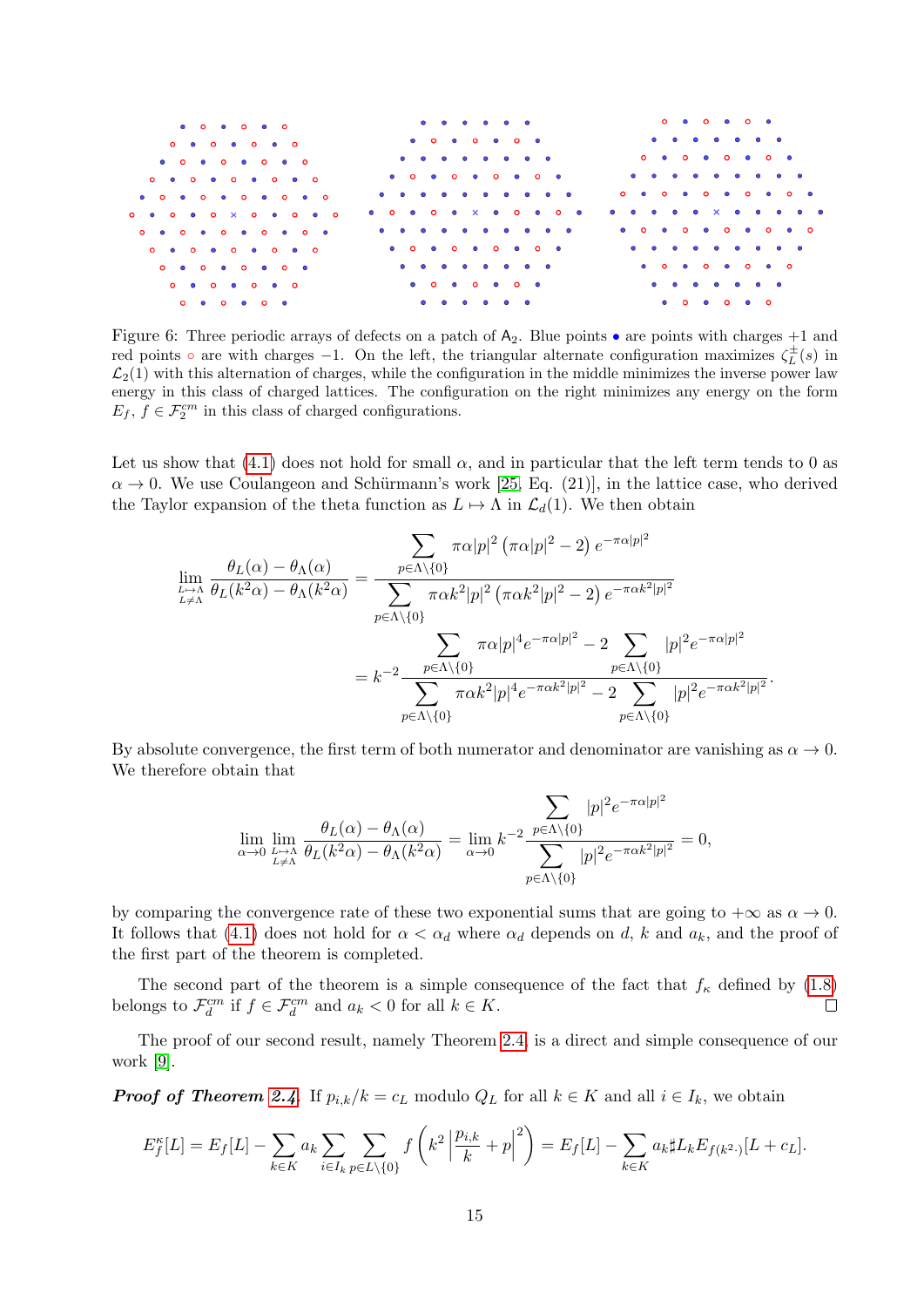Figure 6: Three periodic arrays of defects on a patch of $\mathsf{A}_2$. Blue points $\bullet$ are points with charges $+1$ and red points $\circ$ are with charges $-1$. On the left, the triangular alternate configuration maximizes $\zeta_L^{\pm}(s)$ in $\mathcal{L}_2(1)$ with this alternation of charges, while the configuration in the middle minimizes the inverse power law energy in this class of charged lattices. The configuration on the right minimizes any energy on the form $E_f$, $f \in \mathcal{F}_2^{cm}$ in this class of charged configurations.

Let us show that (4.1) does not hold for small $\alpha$, and in particular that the left term tends to 0 as $\alpha \to 0$. We use Coulangeon and Schürmann's work [25, Eq. (21)], in the lattice case, who derived the Taylor expansion of the theta function as $L \mapsto \Lambda$ in $\mathcal{L}_d(1)$. We then obtain

$$
\begin{aligned}
\lim_{\substack{L\mapsto \Lambda\\ L\neq \Lambda}} \frac{\theta_L(\alpha)-\theta_\Lambda(\alpha)}{\theta_L(k^2\alpha)-\theta_\Lambda(k^2\alpha)} &= \frac{\displaystyle\sum_{p\in\Lambda\backslash\{0\}} \pi\alpha|p|^2\left(\pi\alpha|p|^2-2\right)e^{-\pi\alpha|p|^2}}{\displaystyle\sum_{p\in\Lambda\backslash\{0\}} \pi\alpha k^2|p|^2\left(\pi\alpha k^2|p|^2-2\right)e^{-\pi\alpha k^2|p|^2}}\\
&= k^{-2}\frac{\displaystyle\sum_{p\in\Lambda\backslash\{0\}} \pi\alpha|p|^4 e^{-\pi\alpha|p|^2} - 2\sum_{p\in\Lambda\backslash\{0\}}|p|^2 e^{-\pi\alpha|p|^2}}{\displaystyle\sum_{p\in\Lambda\backslash\{0\}} \pi\alpha k^2|p|^4 e^{-\pi\alpha k^2|p|^2} - 2\sum_{p\in\Lambda\backslash\{0\}}|p|^2 e^{-\pi\alpha k^2|p|^2}}.
\end{aligned}
$$

By absolute convergence, the first term of both numerator and denominator are vanishing as $\alpha \to 0$. We therefore obtain that

$$
\lim_{\alpha\to 0}\lim_{\substack{L\mapsto \Lambda\\ L\neq \Lambda}} \frac{\theta_L(\alpha)-\theta_\Lambda(\alpha)}{\theta_L(k^2\alpha)-\theta_\Lambda(k^2\alpha)} = \lim_{\alpha\to 0} k^{-2}\frac{\displaystyle\sum_{p\in\Lambda\backslash\{0\}}|p|^2 e^{-\pi\alpha|p|^2}}{\displaystyle\sum_{p\in\Lambda\backslash\{0\}}|p|^2 e^{-\pi\alpha k^2|p|^2}} = 0,
$$

by comparing the convergence rate of these two exponential sums that are going to $+\infty$ as $\alpha \to 0$. It follows that (4.1) does not hold for $\alpha < \alpha_d$ where $\alpha_d$ depends on $d$, $k$ and $a_k$, and the proof of the first part of the theorem is completed.

The second part of the theorem is a simple consequence of the fact that $f_\kappa$ defined by (1.8) belongs to $\mathcal{F}_d^{cm}$ if $f \in \mathcal{F}_d^{cm}$ and $a_k < 0$ for all $k \in K$. $\square$

The proof of our second result, namely Theorem 2.4, is a direct and simple consequence of our work [9].

***Proof of Theorem* 2.4.** If $p_{i,k}/k = c_L$ modulo $Q_L$ for all $k \in K$ and all $i \in I_k$, we obtain

$$
E_f^\kappa[L] = E_f[L] - \sum_{k\in K} a_k \sum_{i\in I_k}\sum_{p\in L\backslash\{0\}} f\left(k^2\left|\frac{p_{i,k}}{k}+p\right|^2\right) = E_f[L] - \sum_{k\in K} a_k \sharp L_k E_{f(k^2\cdot)}[L+c_L].
$$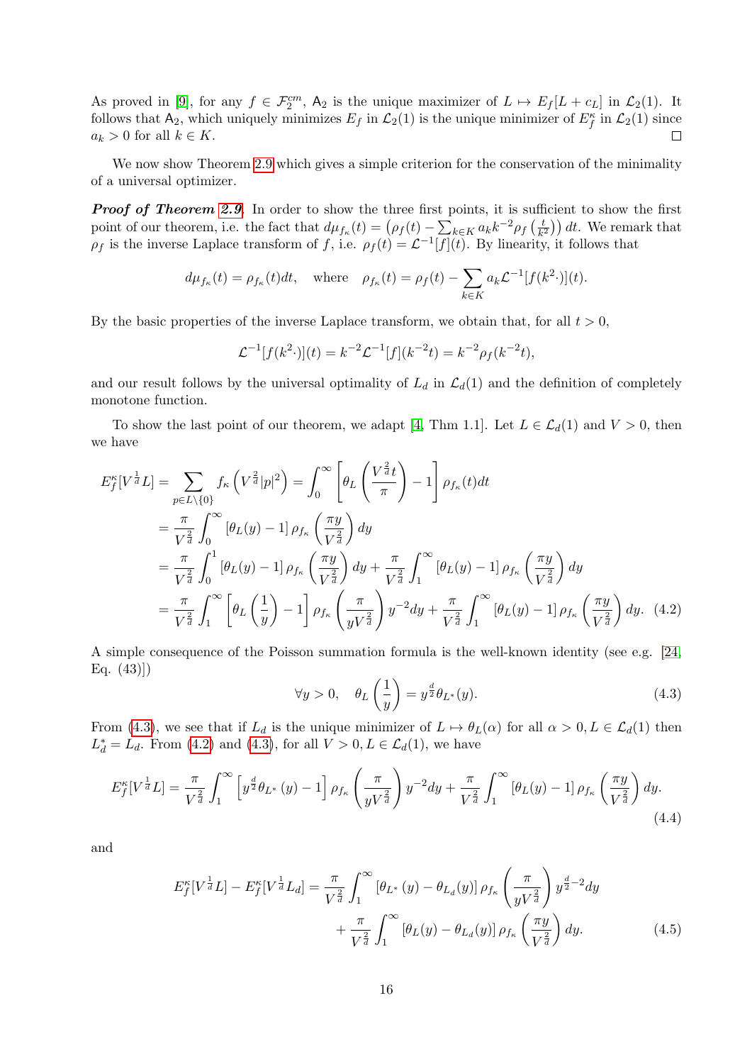As proved in [9], for any $f \in \mathcal{F}_2^{cm}$, $\mathsf{A}_2$ is the unique maximizer of $L \mapsto E_f[L + c_L]$ in $\mathcal{L}_2(1)$. It follows that $\mathsf{A}_2$, which uniquely minimizes $E_f$ in $\mathcal{L}_2(1)$ is the unique minimizer of $E_f^\kappa$ in $\mathcal{L}_2(1)$ since $a_k > 0$ for all $k \in K$. $\square$

We now show Theorem 2.9 which gives a simple criterion for the conservation of the minimality of a universal optimizer.

***Proof of Theorem 2.9.*** In order to show the three first points, it is sufficient to show the first point of our theorem, i.e. the fact that $d\mu_{f_\kappa}(t) = \left(\rho_f(t) - \sum_{k\in K} a_k k^{-2}\rho_f\left(\frac{t}{k^2}\right)\right)dt$. We remark that $\rho_f$ is the inverse Laplace transform of $f$, i.e. $\rho_f(t) = \mathcal{L}^{-1}[f](t)$. By linearity, it follows that

$$
d\mu_{f_\kappa}(t) = \rho_{f_\kappa}(t)dt, \quad \text{where} \quad \rho_{f_\kappa}(t) = \rho_f(t) - \sum_{k\in K} a_k \mathcal{L}^{-1}[f(k^2 \cdot)](t).
$$

By the basic properties of the inverse Laplace transform, we obtain that, for all $t > 0$,

$$
\mathcal{L}^{-1}[f(k^2\cdot)](t) = k^{-2}\mathcal{L}^{-1}[f](k^{-2}t) = k^{-2}\rho_f(k^{-2}t),
$$

and our result follows by the universal optimality of $L_d$ in $\mathcal{L}_d(1)$ and the definition of completely monotone function.

To show the last point of our theorem, we adapt [4, Thm 1.1]. Let $L \in \mathcal{L}_d(1)$ and $V > 0$, then we have

$$
\begin{aligned}
E_f^\kappa[V^{\frac{1}{d}}L] &= \sum_{p\in L\backslash\{0\}} f_\kappa\left(V^{\frac{2}{d}}|p|^2\right) = \int_0^\infty \left[\theta_L\left(\frac{V^{\frac{2}{d}}t}{\pi}\right) - 1\right]\rho_{f_\kappa}(t)dt \\
&= \frac{\pi}{V^{\frac{2}{d}}}\int_0^\infty [\theta_L(y) - 1]\,\rho_{f_\kappa}\left(\frac{\pi y}{V^{\frac{2}{d}}}\right)dy \\
&= \frac{\pi}{V^{\frac{2}{d}}}\int_0^1 [\theta_L(y) - 1]\,\rho_{f_\kappa}\left(\frac{\pi y}{V^{\frac{2}{d}}}\right)dy + \frac{\pi}{V^{\frac{2}{d}}}\int_1^\infty [\theta_L(y) - 1]\,\rho_{f_\kappa}\left(\frac{\pi y}{V^{\frac{2}{d}}}\right)dy \\
&= \frac{\pi}{V^{\frac{2}{d}}}\int_1^\infty \left[\theta_L\left(\frac{1}{y}\right) - 1\right]\rho_{f_\kappa}\left(\frac{\pi}{yV^{\frac{2}{d}}}\right)y^{-2}dy + \frac{\pi}{V^{\frac{2}{d}}}\int_1^\infty [\theta_L(y) - 1]\,\rho_{f_\kappa}\left(\frac{\pi y}{V^{\frac{2}{d}}}\right)dy. \quad (4.2)
\end{aligned}
$$

A simple consequence of the Poisson summation formula is the well-known identity (see e.g. [24, Eq. (43)])

$$
\forall y > 0, \quad \theta_L\left(\frac{1}{y}\right) = y^{\frac{d}{2}}\theta_{L^*}(y). \quad (4.3)
$$

From (4.3), we see that if $L_d$ is the unique minimizer of $L \mapsto \theta_L(\alpha)$ for all $\alpha > 0, L \in \mathcal{L}_d(1)$ then $L_d^* = L_d$. From (4.2) and (4.3), for all $V > 0, L \in \mathcal{L}_d(1)$, we have

$$
E_f^\kappa[V^{\frac{1}{d}}L] = \frac{\pi}{V^{\frac{2}{d}}}\int_1^\infty \left[y^{\frac{d}{2}}\theta_{L^*}(y) - 1\right]\rho_{f_\kappa}\left(\frac{\pi}{yV^{\frac{2}{d}}}\right)y^{-2}dy + \frac{\pi}{V^{\frac{2}{d}}}\int_1^\infty [\theta_L(y) - 1]\,\rho_{f_\kappa}\left(\frac{\pi y}{V^{\frac{2}{d}}}\right)dy. \quad (4.4)
$$

and

$$
\begin{aligned}
E_f^\kappa[V^{\frac{1}{d}}L] - E_f^\kappa[V^{\frac{1}{d}}L_d] &= \frac{\pi}{V^{\frac{2}{d}}}\int_1^\infty [\theta_{L^*}(y) - \theta_{L_d}(y)]\,\rho_{f_\kappa}\left(\frac{\pi}{yV^{\frac{2}{d}}}\right)y^{\frac{d}{2}-2}dy \\
&\quad + \frac{\pi}{V^{\frac{2}{d}}}\int_1^\infty [\theta_L(y) - \theta_{L_d}(y)]\,\rho_{f_\kappa}\left(\frac{\pi y}{V^{\frac{2}{d}}}\right)dy. \quad (4.5)
\end{aligned}
$$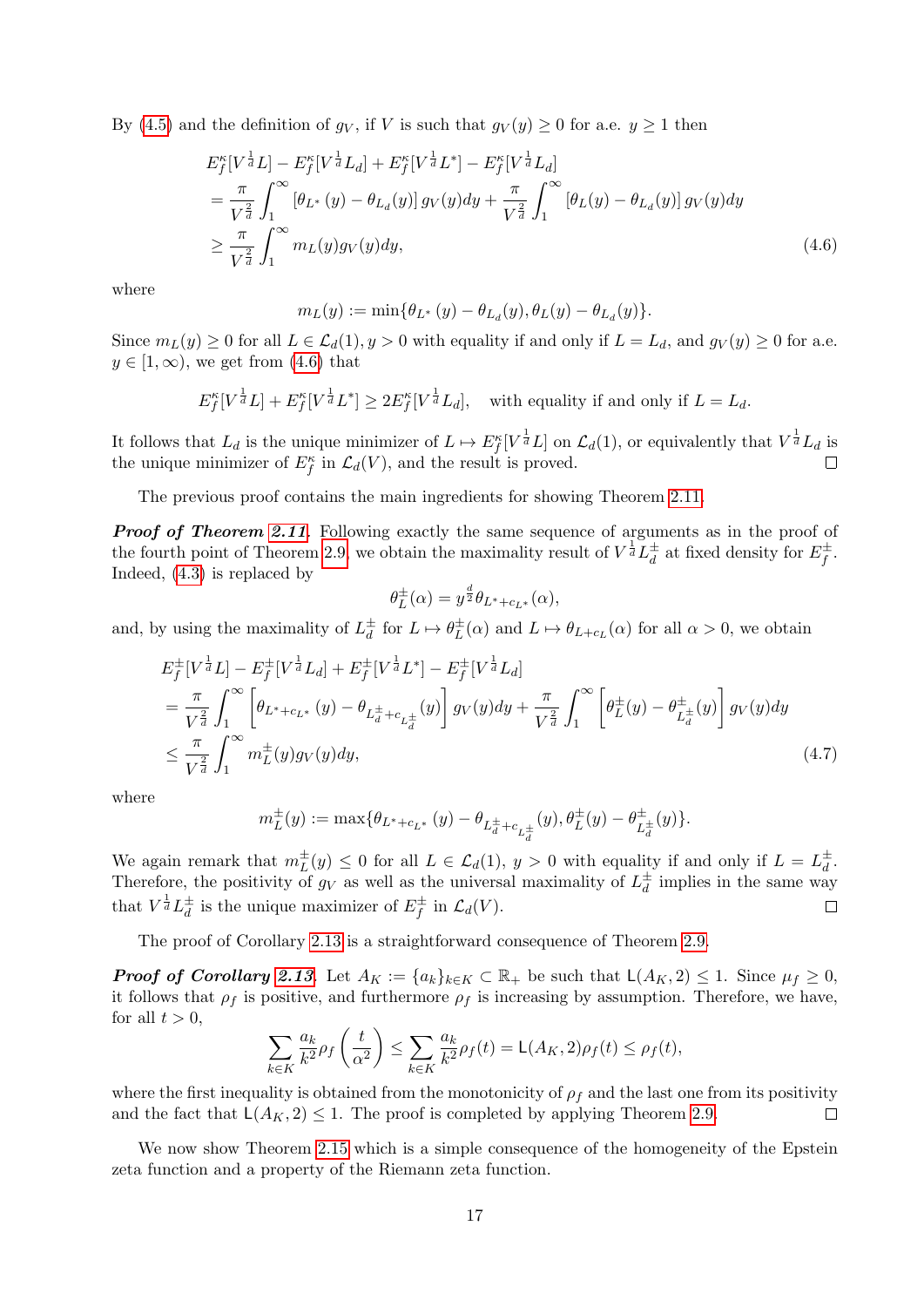By (4.5) and the definition of $g_V$, if $V$ is such that $g_V(y) \geq 0$ for a.e. $y \geq 1$ then

$$
\begin{aligned}
&E_f^\kappa[V^{\frac{1}{d}}L] - E_f^\kappa[V^{\frac{1}{d}}L_d] + E_f^\kappa[V^{\frac{1}{d}}L^*] - E_f^\kappa[V^{\frac{1}{d}}L_d] \\
&= \frac{\pi}{V^{\frac{2}{d}}}\int_1^\infty \left[\theta_{L^*}(y) - \theta_{L_d}(y)\right] g_V(y)dy + \frac{\pi}{V^{\frac{2}{d}}}\int_1^\infty \left[\theta_L(y) - \theta_{L_d}(y)\right] g_V(y)dy \\
&\geq \frac{\pi}{V^{\frac{2}{d}}}\int_1^\infty m_L(y) g_V(y)dy, \qquad (4.6)
\end{aligned}
$$

where

$$
m_L(y) := \min\{\theta_{L^*}(y) - \theta_{L_d}(y), \theta_L(y) - \theta_{L_d}(y)\}.
$$

Since $m_L(y) \geq 0$ for all $L \in \mathcal{L}_d(1), y > 0$ with equality if and only if $L = L_d$, and $g_V(y) \geq 0$ for a.e. $y \in [1, \infty)$, we get from (4.6) that

$$
E_f^\kappa[V^{\frac{1}{d}}L] + E_f^\kappa[V^{\frac{1}{d}}L^*] \geq 2E_f^\kappa[V^{\frac{1}{d}}L_d], \quad \text{with equality if and only if } L = L_d.
$$

It follows that $L_d$ is the unique minimizer of $L \mapsto E_f^\kappa[V^{\frac{1}{d}}L]$ on $\mathcal{L}_d(1)$, or equivalently that $V^{\frac{1}{d}}L_d$ is the unique minimizer of $E_f^\kappa$ in $\mathcal{L}_d(V)$, and the result is proved. ☐

The previous proof contains the main ingredients for showing Theorem 2.11.

***Proof of Theorem 2.11.*** Following exactly the same sequence of arguments as in the proof of the fourth point of Theorem 2.9, we obtain the maximality result of $V^{\frac{1}{d}}L_d^\pm$ at fixed density for $E_f^\pm$. Indeed, (4.3) is replaced by

$$
\theta_L^\pm(\alpha) = y^{\frac{d}{2}}\theta_{L^*+c_{L^*}}(\alpha),
$$

and, by using the maximality of $L_d^\pm$ for $L \mapsto \theta_L^\pm(\alpha)$ and $L \mapsto \theta_{L+c_L}(\alpha)$ for all $\alpha > 0$, we obtain

$$
\begin{aligned}
&E_f^\pm[V^{\frac{1}{d}}L] - E_f^\pm[V^{\frac{1}{d}}L_d] + E_f^\pm[V^{\frac{1}{d}}L^*] - E_f^\pm[V^{\frac{1}{d}}L_d] \\
&= \frac{\pi}{V^{\frac{2}{d}}}\int_1^\infty \left[\theta_{L^*+c_{L^*}}(y) - \theta_{L_d^\pm+c_{L_d^\pm}}(y)\right] g_V(y)dy + \frac{\pi}{V^{\frac{2}{d}}}\int_1^\infty \left[\theta_L^\pm(y) - \theta_{L_d^\pm}^\pm(y)\right] g_V(y)dy \\
&\leq \frac{\pi}{V^{\frac{2}{d}}}\int_1^\infty m_L^\pm(y) g_V(y)dy, \qquad (4.7)
\end{aligned}
$$

where

$$
m_L^\pm(y) := \max\{\theta_{L^*+c_{L^*}}(y) - \theta_{L_d^\pm+c_{L_d^\pm}}(y), \theta_L^\pm(y) - \theta_{L_d^\pm}^\pm(y)\}.
$$

We again remark that $m_L^\pm(y) \leq 0$ for all $L \in \mathcal{L}_d(1)$, $y > 0$ with equality if and only if $L = L_d^\pm$. Therefore, the positivity of $g_V$ as well as the universal maximality of $L_d^\pm$ implies in the same way that $V^{\frac{1}{d}}L_d^\pm$ is the unique maximizer of $E_f^\pm$ in $\mathcal{L}_d(V)$. ☐

The proof of Corollary 2.13 is a straightforward consequence of Theorem 2.9.

***Proof of Corollary 2.13.*** Let $A_K := \{a_k\}_{k\in K} \subset \mathbb{R}_+$ be such that $\mathsf{L}(A_K, 2) \leq 1$. Since $\mu_f \geq 0$, it follows that $\rho_f$ is positive, and furthermore $\rho_f$ is increasing by assumption. Therefore, we have, for all $t > 0$,

$$
\sum_{k\in K} \frac{a_k}{k^2}\rho_f\left(\frac{t}{\alpha^2}\right) \leq \sum_{k\in K}\frac{a_k}{k^2}\rho_f(t) = \mathsf{L}(A_K, 2)\rho_f(t) \leq \rho_f(t),
$$

where the first inequality is obtained from the monotonicity of $\rho_f$ and the last one from its positivity and the fact that $\mathsf{L}(A_K, 2) \leq 1$. The proof is completed by applying Theorem 2.9. ☐

We now show Theorem 2.15 which is a simple consequence of the homogeneity of the Epstein zeta function and a property of the Riemann zeta function.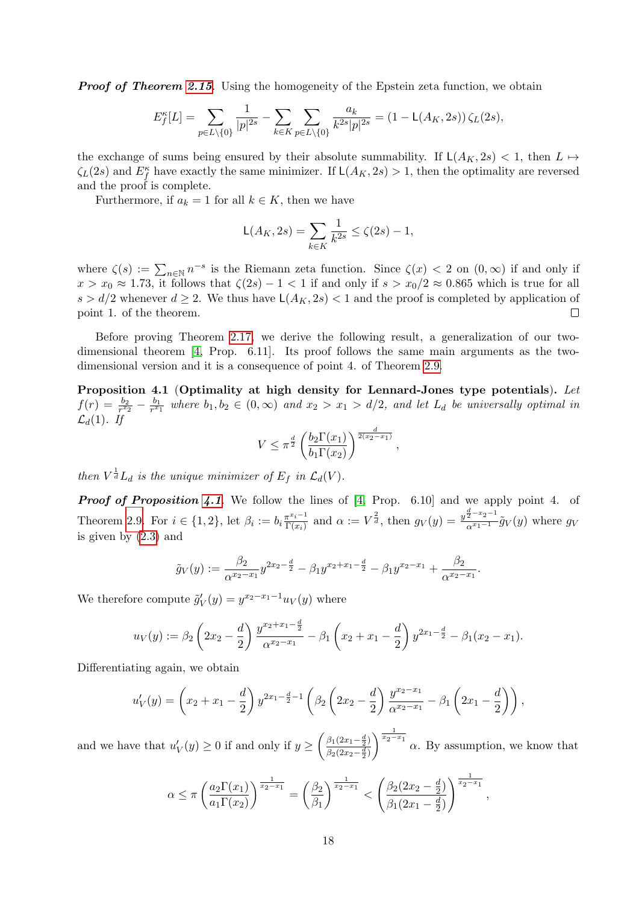***Proof of Theorem 2.15.*** Using the homogeneity of the Epstein zeta function, we obtain

$$E_f^\kappa[L] = \sum_{p\in L\backslash\{0\}} \frac{1}{|p|^{2s}} - \sum_{k\in K}\sum_{p\in L\backslash\{0\}} \frac{a_k}{k^{2s}|p|^{2s}} = (1-\mathsf{L}(A_K,2s))\,\zeta_L(2s),$$

the exchange of sums being ensured by their absolute summability. If $\mathsf{L}(A_K,2s)<1$, then $L\mapsto \zeta_L(2s)$ and $E_f^\kappa$ have exactly the same minimizer. If $\mathsf{L}(A_K,2s)>1$, then the optimality are reversed and the proof is complete.

Furthermore, if $a_k=1$ for all $k\in K$, then we have

$$\mathsf{L}(A_K,2s) = \sum_{k\in K}\frac{1}{k^{2s}} \leq \zeta(2s)-1,$$

where $\zeta(s) := \sum_{n\in\mathbb{N}} n^{-s}$ is the Riemann zeta function. Since $\zeta(x)<2$ on $(0,\infty)$ if and only if $x>x_0\approx 1.73$, it follows that $\zeta(2s)-1<1$ if and only if $s>x_0/2\approx 0.865$ which is true for all $s>d/2$ whenever $d\geq 2$. We thus have $\mathsf{L}(A_K,2s)<1$ and the proof is completed by application of point 1. of the theorem. □

Before proving Theorem 2.17, we derive the following result, a generalization of our two-dimensional theorem [4, Prop. 6.11]. Its proof follows the same main arguments as the two-dimensional version and it is a consequence of point 4. of Theorem 2.9.

**Proposition 4.1 (Optimality at high density for Lennard-Jones type potentials).** *Let $f(r)=\frac{b_2}{r^{x_2}}-\frac{b_1}{r^{x_1}}$ where $b_1,b_2\in(0,\infty)$ and $x_2>x_1>d/2$, and let $L_d$ be universally optimal in $\mathcal{L}_d(1)$. If*

$$V\leq \pi^{\frac{d}{2}}\left(\frac{b_2\Gamma(x_1)}{b_1\Gamma(x_2)}\right)^{\frac{d}{2(x_2-x_1)}},$$

*then $V^{\frac{1}{d}}L_d$ is the unique minimizer of $E_f$ in $\mathcal{L}_d(V)$.*

***Proof of Proposition 4.1.*** We follow the lines of [4, Prop. 6.10] and we apply point 4. of Theorem 2.9. For $i\in\{1,2\}$, let $\beta_i := b_i\frac{\pi^{x_i-1}}{\Gamma(x_i)}$ and $\alpha:=V^{\frac{2}{d}}$, then $g_V(y)=\frac{y^{\frac{d}{2}-x_2-1}}{\alpha^{x_1-1}}\tilde{g}_V(y)$ where $g_V$ is given by (2.3) and

$$\tilde{g}_V(y) := \frac{\beta_2}{\alpha^{x_2-x_1}}y^{2x_2-\frac{d}{2}} - \beta_1 y^{x_2+x_1-\frac{d}{2}} - \beta_1 y^{x_2-x_1} + \frac{\beta_2}{\alpha^{x_2-x_1}}.$$

We therefore compute $\tilde{g}_V'(y) = y^{x_2-x_1-1}u_V(y)$ where

$$u_V(y) := \beta_2\left(2x_2-\frac{d}{2}\right)\frac{y^{x_2+x_1-\frac{d}{2}}}{\alpha^{x_2-x_1}} - \beta_1\left(x_2+x_1-\frac{d}{2}\right)y^{2x_1-\frac{d}{2}} - \beta_1(x_2-x_1).$$

Differentiating again, we obtain

$$u_V'(y) = \left(x_2+x_1-\frac{d}{2}\right)y^{2x_1-\frac{d}{2}-1}\left(\beta_2\left(2x_2-\frac{d}{2}\right)\frac{y^{x_2-x_1}}{\alpha^{x_2-x_1}} - \beta_1\left(2x_1-\frac{d}{2}\right)\right),$$

and we have that $u_V'(y)\geq 0$ if and only if $y\geq \left(\frac{\beta_1(2x_1-\frac{d}{2})}{\beta_2(2x_2-\frac{d}{2})}\right)^{\frac{1}{x_2-x_1}}\alpha$. By assumption, we know that

$$\alpha\leq \pi\left(\frac{a_2\Gamma(x_1)}{a_1\Gamma(x_2)}\right)^{\frac{1}{x_2-x_1}} = \left(\frac{\beta_2}{\beta_1}\right)^{\frac{1}{x_2-x_1}} < \left(\frac{\beta_2(2x_2-\frac{d}{2})}{\beta_1(2x_1-\frac{d}{2})}\right)^{\frac{1}{x_2-x_1}},$$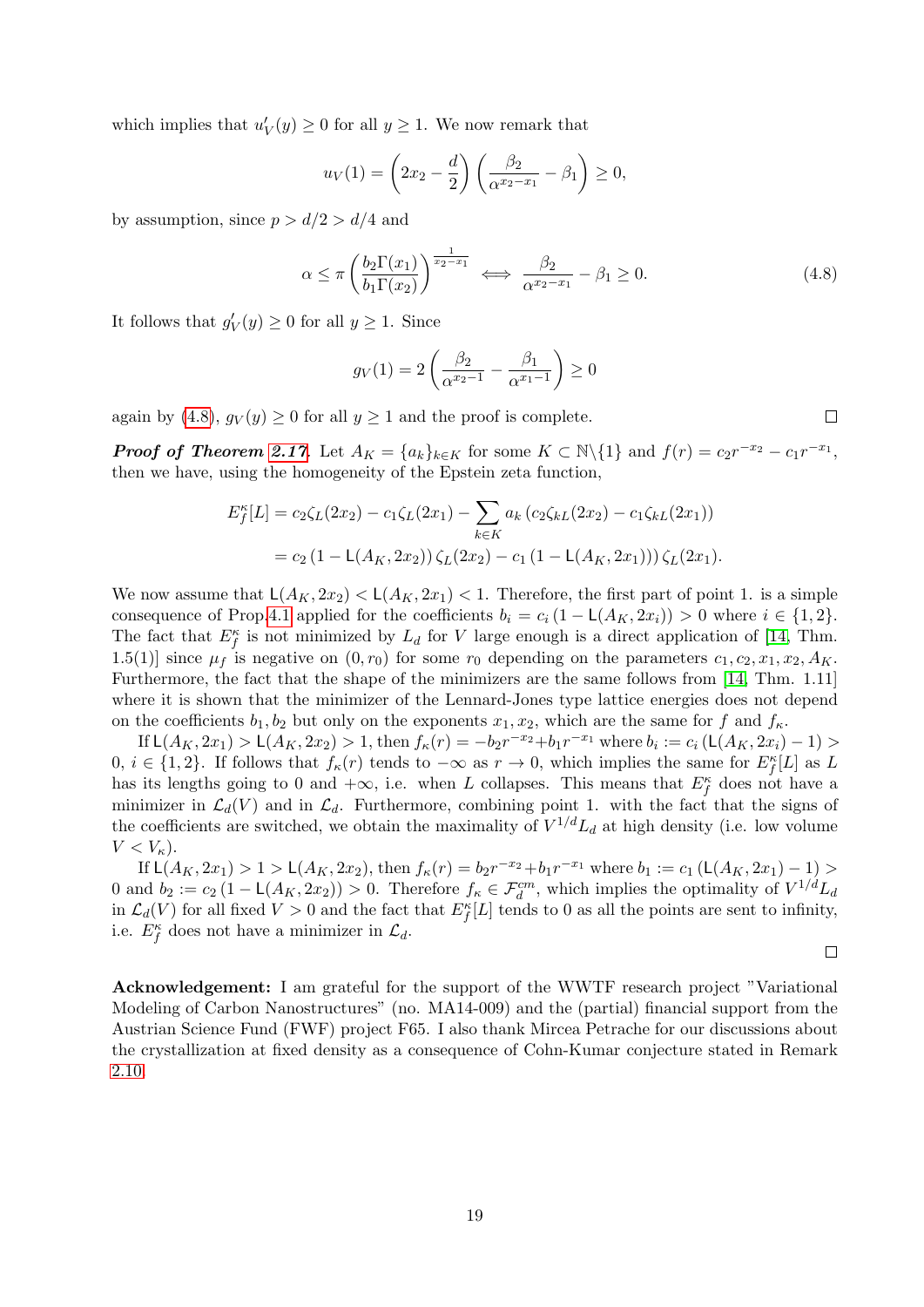which implies that $u_V'(y) \geq 0$ for all $y \geq 1$. We now remark that

$$u_V(1) = \left(2x_2 - \frac{d}{2}\right)\left(\frac{\beta_2}{\alpha^{x_2-x_1}} - \beta_1\right) \geq 0,$$

by assumption, since $p > d/2 > d/4$ and

$$\alpha \leq \pi \left(\frac{b_2\Gamma(x_1)}{b_1\Gamma(x_2)}\right)^{\frac{1}{x_2-x_1}} \iff \frac{\beta_2}{\alpha^{x_2-x_1}} - \beta_1 \geq 0. \tag{4.8}$$

It follows that $g_V'(y) \geq 0$ for all $y \geq 1$. Since

$$g_V(1) = 2\left(\frac{\beta_2}{\alpha^{x_2-1}} - \frac{\beta_1}{\alpha^{x_1-1}}\right) \geq 0$$

again by (4.8), $g_V(y) \geq 0$ for all $y \geq 1$ and the proof is complete. □

***Proof of Theorem 2.17.*** Let $A_K = \{a_k\}_{k\in K}$ for some $K \subset \mathbb{N}\backslash\{1\}$ and $f(r) = c_2 r^{-x_2} - c_1 r^{-x_1}$, then we have, using the homogeneity of the Epstein zeta function,

$$\begin{aligned}
E_f^\kappa[L] &= c_2\zeta_L(2x_2) - c_1\zeta_L(2x_1) - \sum_{k\in K} a_k \left(c_2\zeta_{kL}(2x_2) - c_1\zeta_{kL}(2x_1)\right) \\
&= c_2\left(1 - \mathsf{L}(A_K, 2x_2)\right)\zeta_L(2x_2) - c_1\left(1 - \mathsf{L}(A_K, 2x_1)\right)\zeta_L(2x_1).
\end{aligned}$$

We now assume that $\mathsf{L}(A_K, 2x_2) < \mathsf{L}(A_K, 2x_1) < 1$. Therefore, the first part of point 1. is a simple consequence of Prop.4.1 applied for the coefficients $b_i = c_i\left(1 - \mathsf{L}(A_K, 2x_i)\right) > 0$ where $i \in \{1, 2\}$. The fact that $E_f^\kappa$ is not minimized by $L_d$ for $V$ large enough is a direct application of [14, Thm. 1.5(1)] since $\mu_f$ is negative on $(0, r_0)$ for some $r_0$ depending on the parameters $c_1, c_2, x_1, x_2, A_K$. Furthermore, the fact that the shape of the minimizers are the same follows from [14, Thm. 1.11] where it is shown that the minimizer of the Lennard-Jones type lattice energies does not depend on the coefficients $b_1, b_2$ but only on the exponents $x_1, x_2$, which are the same for $f$ and $f_\kappa$.

If $\mathsf{L}(A_K, 2x_1) > \mathsf{L}(A_K, 2x_2) > 1$, then $f_\kappa(r) = -b_2 r^{-x_2} + b_1 r^{-x_1}$ where $b_i := c_i\left(\mathsf{L}(A_K, 2x_i) - 1\right) > 0$, $i \in \{1, 2\}$. If follows that $f_\kappa(r)$ tends to $-\infty$ as $r \to 0$, which implies the same for $E_f^\kappa[L]$ as $L$ has its lengths going to 0 and $+\infty$, i.e. when $L$ collapses. This means that $E_f^\kappa$ does not have a minimizer in $\mathcal{L}_d(V)$ and in $\mathcal{L}_d$. Furthermore, combining point 1. with the fact that the signs of the coefficients are switched, we obtain the maximality of $V^{1/d}L_d$ at high density (i.e. low volume $V < V_\kappa$).

If $\mathsf{L}(A_K, 2x_1) > 1 > \mathsf{L}(A_K, 2x_2)$, then $f_\kappa(r) = b_2 r^{-x_2} + b_1 r^{-x_1}$ where $b_1 := c_1\left(\mathsf{L}(A_K, 2x_1) - 1\right) > 0$ and $b_2 := c_2\left(1 - \mathsf{L}(A_K, 2x_2)\right) > 0$. Therefore $f_\kappa \in \mathcal{F}_d^{cm}$, which implies the optimality of $V^{1/d}L_d$ in $\mathcal{L}_d(V)$ for all fixed $V > 0$ and the fact that $E_f^\kappa[L]$ tends to 0 as all the points are sent to infinity, i.e. $E_f^\kappa$ does not have a minimizer in $\mathcal{L}_d$. □

**Acknowledgement:** I am grateful for the support of the WWTF research project "Variational Modeling of Carbon Nanostructures" (no. MA14-009) and the (partial) financial support from the Austrian Science Fund (FWF) project F65. I also thank Mircea Petrache for our discussions about the crystallization at fixed density as a consequence of Cohn-Kumar conjecture stated in Remark 2.10.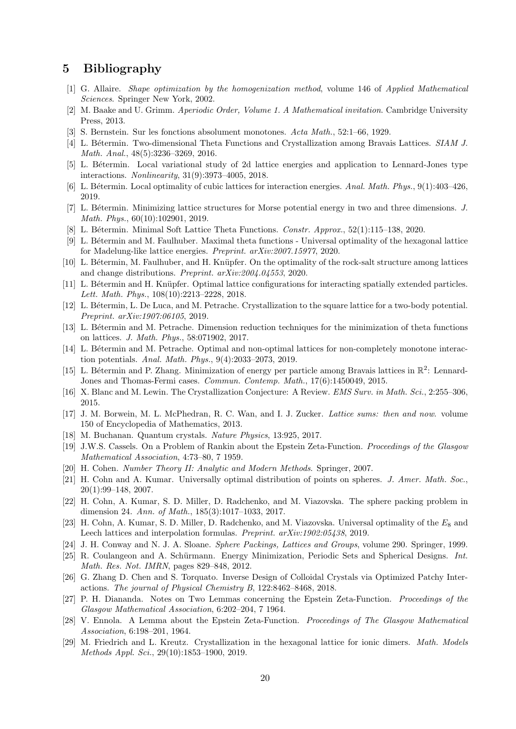## 5 Bibliography

[1] G. Allaire. *Shape optimization by the homogenization method*, volume 146 of *Applied Mathematical Sciences*. Springer New York, 2002.

[2] M. Baake and U. Grimm. *Aperiodic Order, Volume 1. A Mathematical invitation*. Cambridge University Press, 2013.

[3] S. Bernstein. Sur les fonctions absolument monotones. *Acta Math.*, 52:1–66, 1929.

[4] L. Bétermin. Two-dimensional Theta Functions and Crystallization among Bravais Lattices. *SIAM J. Math. Anal.*, 48(5):3236–3269, 2016.

[5] L. Bétermin. Local variational study of 2d lattice energies and application to Lennard-Jones type interactions. *Nonlinearity*, 31(9):3973–4005, 2018.

[6] L. Bétermin. Local optimality of cubic lattices for interaction energies. *Anal. Math. Phys.*, 9(1):403–426, 2019.

[7] L. Bétermin. Minimizing lattice structures for Morse potential energy in two and three dimensions. *J. Math. Phys.*, 60(10):102901, 2019.

[8] L. Bétermin. Minimal Soft Lattice Theta Functions. *Constr. Approx.*, 52(1):115–138, 2020.

[9] L. Bétermin and M. Faulhuber. Maximal theta functions - Universal optimality of the hexagonal lattice for Madelung-like lattice energies. *Preprint. arXiv:2007.15977*, 2020.

[10] L. Bétermin, M. Faulhuber, and H. Knüpfer. On the optimality of the rock-salt structure among lattices and change distributions. *Preprint. arXiv:2004.04553*, 2020.

[11] L. Bétermin and H. Knüpfer. Optimal lattice configurations for interacting spatially extended particles. *Lett. Math. Phys.*, 108(10):2213–2228, 2018.

[12] L. Bétermin, L. De Luca, and M. Petrache. Crystallization to the square lattice for a two-body potential. *Preprint. arXiv:1907:06105*, 2019.

[13] L. Bétermin and M. Petrache. Dimension reduction techniques for the minimization of theta functions on lattices. *J. Math. Phys.*, 58:071902, 2017.

[14] L. Bétermin and M. Petrache. Optimal and non-optimal lattices for non-completely monotone interaction potentials. *Anal. Math. Phys.*, 9(4):2033–2073, 2019.

[15] L. Bétermin and P. Zhang. Minimization of energy per particle among Bravais lattices in $\mathbb{R}^2$: Lennard-Jones and Thomas-Fermi cases. *Commun. Contemp. Math.*, 17(6):1450049, 2015.

[16] X. Blanc and M. Lewin. The Crystallization Conjecture: A Review. *EMS Surv. in Math. Sci.*, 2:255–306, 2015.

[17] J. M. Borwein, M. L. McPhedran, R. C. Wan, and I. J. Zucker. *Lattice sums: then and now*. volume 150 of Encyclopedia of Mathematics, 2013.

[18] M. Buchanan. Quantum crystals. *Nature Physics*, 13:925, 2017.

[19] J.W.S. Cassels. On a Problem of Rankin about the Epstein Zeta-Function. *Proceedings of the Glasgow Mathematical Association*, 4:73–80, 7 1959.

[20] H. Cohen. *Number Theory II: Analytic and Modern Methods*. Springer, 2007.

[21] H. Cohn and A. Kumar. Universally optimal distribution of points on spheres. *J. Amer. Math. Soc.*, 20(1):99–148, 2007.

[22] H. Cohn, A. Kumar, S. D. Miller, D. Radchenko, and M. Viazovska. The sphere packing problem in dimension 24. *Ann. of Math.*, 185(3):1017–1033, 2017.

[23] H. Cohn, A. Kumar, S. D. Miller, D. Radchenko, and M. Viazovska. Universal optimality of the $E_8$ and Leech lattices and interpolation formulas. *Preprint. arXiv:1902:05438*, 2019.

[24] J. H. Conway and N. J. A. Sloane. *Sphere Packings, Lattices and Groups*, volume 290. Springer, 1999.

[25] R. Coulangeon and A. Schürmann. Energy Minimization, Periodic Sets and Spherical Designs. *Int. Math. Res. Not. IMRN*, pages 829–848, 2012.

[26] G. Zhang D. Chen and S. Torquato. Inverse Design of Colloidal Crystals via Optimized Patchy Interactions. *The journal of Physical Chemistry B*, 122:8462–8468, 2018.

[27] P. H. Diananda. Notes on Two Lemmas concerning the Epstein Zeta-Function. *Proceedings of the Glasgow Mathematical Association*, 6:202–204, 7 1964.

[28] V. Ennola. A Lemma about the Epstein Zeta-Function. *Proceedings of The Glasgow Mathematical Association*, 6:198–201, 1964.

[29] M. Friedrich and L. Kreutz. Crystallization in the hexagonal lattice for ionic dimers. *Math. Models Methods Appl. Sci.*, 29(10):1853–1900, 2019.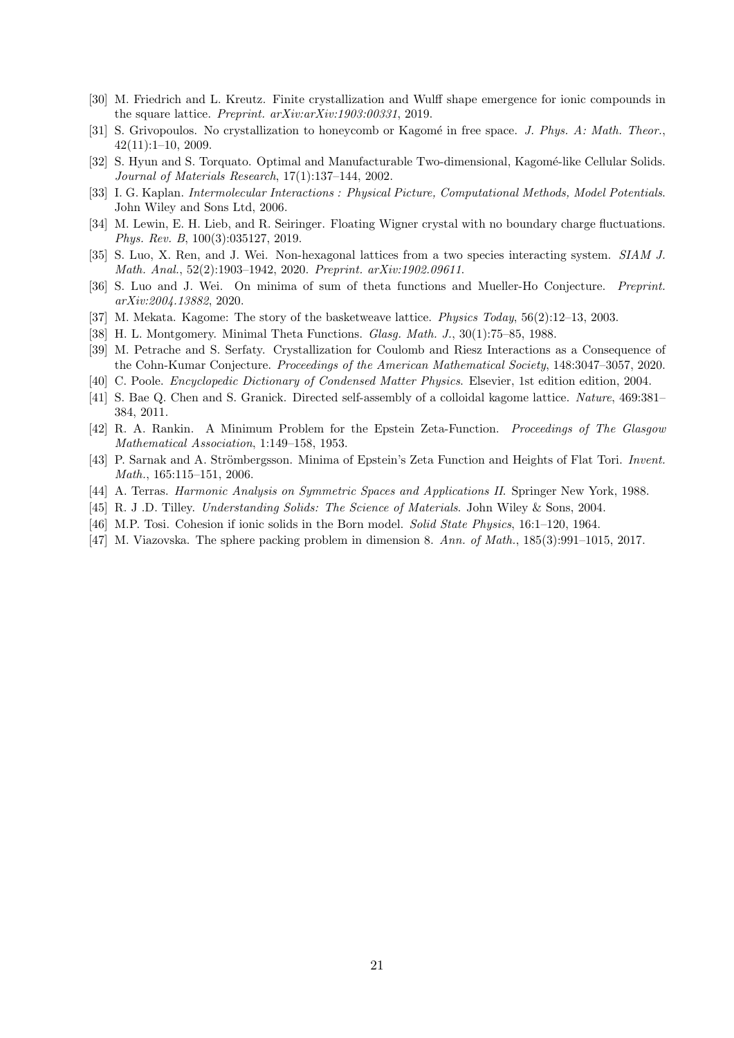[30] M. Friedrich and L. Kreutz. Finite crystallization and Wulff shape emergence for ionic compounds in the square lattice. *Preprint. arXiv:arXiv:1903:00331*, 2019.

[31] S. Grivopoulos. No crystallization to honeycomb or Kagomé in free space. *J. Phys. A: Math. Theor.*, 42(11):1–10, 2009.

[32] S. Hyun and S. Torquato. Optimal and Manufacturable Two-dimensional, Kagomé-like Cellular Solids. *Journal of Materials Research*, 17(1):137–144, 2002.

[33] I. G. Kaplan. *Intermolecular Interactions : Physical Picture, Computational Methods, Model Potentials*. John Wiley and Sons Ltd, 2006.

[34] M. Lewin, E. H. Lieb, and R. Seiringer. Floating Wigner crystal with no boundary charge fluctuations. *Phys. Rev. B*, 100(3):035127, 2019.

[35] S. Luo, X. Ren, and J. Wei. Non-hexagonal lattices from a two species interacting system. *SIAM J. Math. Anal.*, 52(2):1903–1942, 2020. *Preprint. arXiv:1902.09611*.

[36] S. Luo and J. Wei. On minima of sum of theta functions and Mueller-Ho Conjecture. *Preprint. arXiv:2004.13882*, 2020.

[37] M. Mekata. Kagome: The story of the basketweave lattice. *Physics Today*, 56(2):12–13, 2003.

[38] H. L. Montgomery. Minimal Theta Functions. *Glasg. Math. J.*, 30(1):75–85, 1988.

[39] M. Petrache and S. Serfaty. Crystallization for Coulomb and Riesz Interactions as a Consequence of the Cohn-Kumar Conjecture. *Proceedings of the American Mathematical Society*, 148:3047–3057, 2020.

[40] C. Poole. *Encyclopedic Dictionary of Condensed Matter Physics*. Elsevier, 1st edition edition, 2004.

[41] S. Bae Q. Chen and S. Granick. Directed self-assembly of a colloidal kagome lattice. *Nature*, 469:381–384, 2011.

[42] R. A. Rankin. A Minimum Problem for the Epstein Zeta-Function. *Proceedings of The Glasgow Mathematical Association*, 1:149–158, 1953.

[43] P. Sarnak and A. Strömbergsson. Minima of Epstein's Zeta Function and Heights of Flat Tori. *Invent. Math.*, 165:115–151, 2006.

[44] A. Terras. *Harmonic Analysis on Symmetric Spaces and Applications II*. Springer New York, 1988.

[45] R. J .D. Tilley. *Understanding Solids: The Science of Materials*. John Wiley & Sons, 2004.

[46] M.P. Tosi. Cohesion if ionic solids in the Born model. *Solid State Physics*, 16:1–120, 1964.

[47] M. Viazovska. The sphere packing problem in dimension 8. *Ann. of Math.*, 185(3):991–1015, 2017.